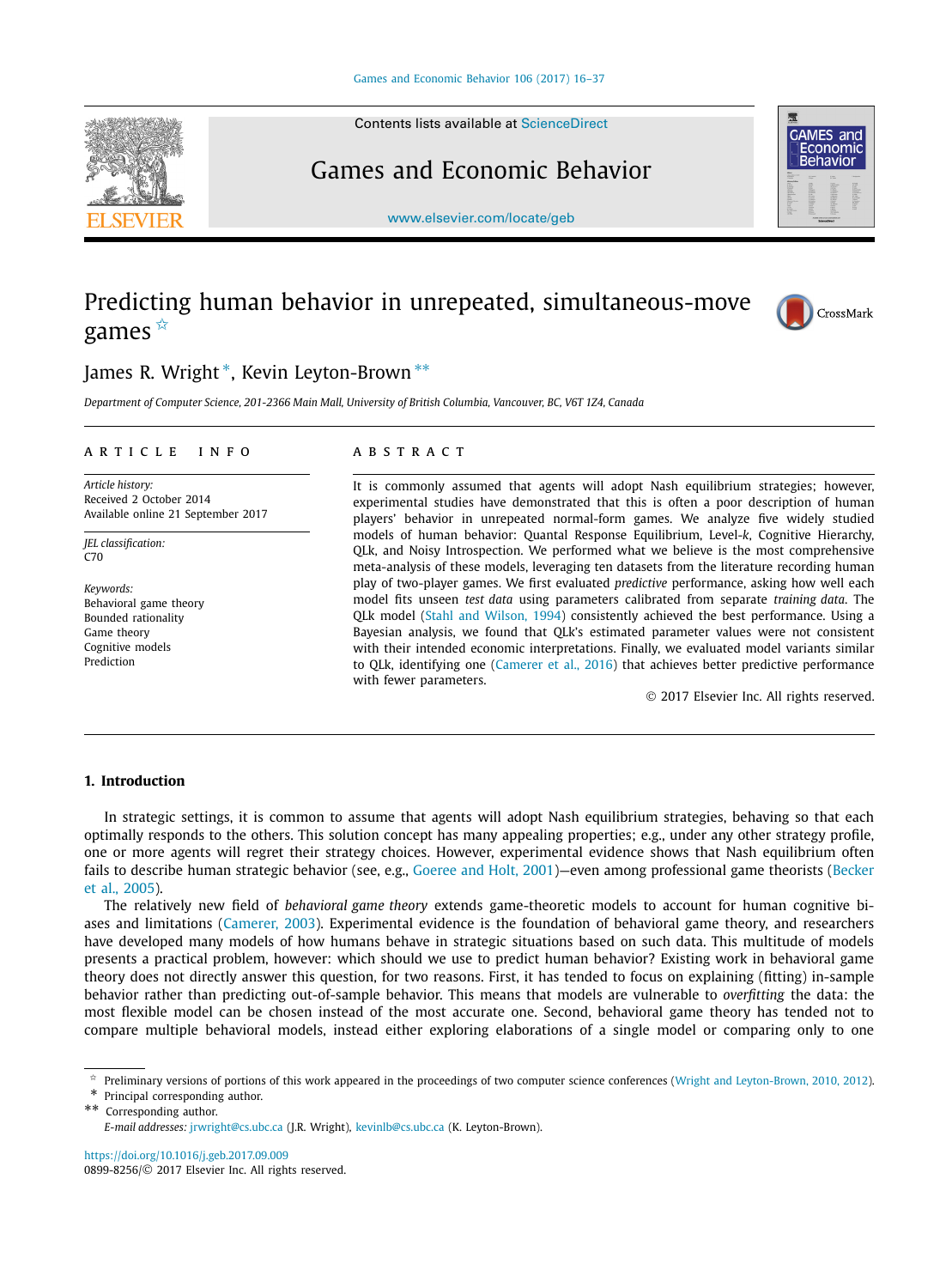Contents lists available at ScienceDirect

# Games and Economic Behavior

www.elsevier.com/locate/geb

# Predicting human behavior in unrepeated, simultaneous-move games ☆

James R. Wright *, Kevin Leyton-Brown **

*Department of Computer Science, 201-2366 Main Mall, University of British Columbia, Vancouver, BC, V6T 1Z4, Canada*

**ARTICLE INFO**

*Article history:*
Received 2 October 2014
Available online 21 September 2017

*JEL classification:*
C70

*Keywords:*
Behavioral game theory
Bounded rationality
Game theory
Cognitive models
Prediction

**ABSTRACT**

It is commonly assumed that agents will adopt Nash equilibrium strategies; however, experimental studies have demonstrated that this is often a poor description of human players' behavior in unrepeated normal-form games. We analyze five widely studied models of human behavior: Quantal Response Equilibrium, Level-*k*, Cognitive Hierarchy, QLk, and Noisy Introspection. We performed what we believe is the most comprehensive meta-analysis of these models, leveraging ten datasets from the literature recording human play of two-player games. We first evaluated *predictive* performance, asking how well each model fits unseen *test data* using parameters calibrated from separate *training data*. The QLk model (Stahl and Wilson, 1994) consistently achieved the best performance. Using a Bayesian analysis, we found that QLk's estimated parameter values were not consistent with their intended economic interpretations. Finally, we evaluated model variants similar to QLk, identifying one (Camerer et al., 2016) that achieves better predictive performance with fewer parameters.

© 2017 Elsevier Inc. All rights reserved.

## 1. Introduction

In strategic settings, it is common to assume that agents will adopt Nash equilibrium strategies, behaving so that each optimally responds to the others. This solution concept has many appealing properties; e.g., under any other strategy profile, one or more agents will regret their strategy choices. However, experimental evidence shows that Nash equilibrium often fails to describe human strategic behavior (see, e.g., Goeree and Holt, 2001)—even among professional game theorists (Becker et al., 2005).

The relatively new field of *behavioral game theory* extends game-theoretic models to account for human cognitive biases and limitations (Camerer, 2003). Experimental evidence is the foundation of behavioral game theory, and researchers have developed many models of how humans behave in strategic situations based on such data. This multitude of models presents a practical problem, however: which should we use to predict human behavior? Existing work in behavioral game theory does not directly answer this question, for two reasons. First, it has tended to focus on explaining (fitting) in-sample behavior rather than predicting out-of-sample behavior. This means that models are vulnerable to *overfitting* the data: the most flexible model can be chosen instead of the most accurate one. Second, behavioral game theory has tended not to compare multiple behavioral models, instead either exploring elaborations of a single model or comparing only to one

☆ Preliminary versions of portions of this work appeared in the proceedings of two computer science conferences (Wright and Leyton-Brown, 2010, 2012).
\* Principal corresponding author.
\*\* Corresponding author.
*E-mail addresses:* jrwright@cs.ubc.ca (J.R. Wright), kevinlb@cs.ubc.ca (K. Leyton-Brown).

https://doi.org/10.1016/j.geb.2017.09.009
0899-8256/© 2017 Elsevier Inc. All rights reserved.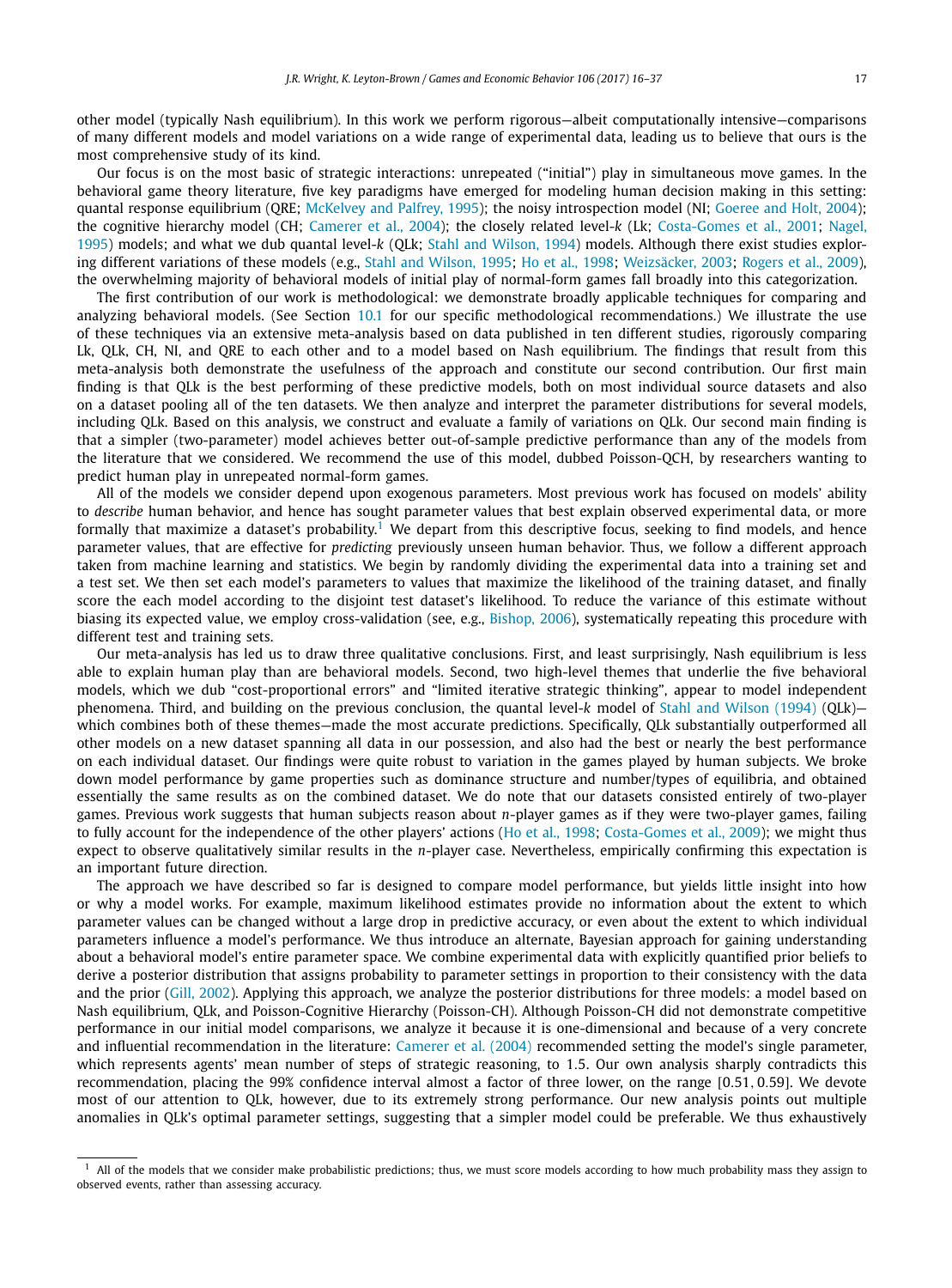other model (typically Nash equilibrium). In this work we perform rigorous—albeit computationally intensive—comparisons of many different models and model variations on a wide range of experimental data, leading us to believe that ours is the most comprehensive study of its kind.

Our focus is on the most basic of strategic interactions: unrepeated ("initial") play in simultaneous move games. In the behavioral game theory literature, five key paradigms have emerged for modeling human decision making in this setting: quantal response equilibrium (QRE; McKelvey and Palfrey, 1995); the noisy introspection model (NI; Goeree and Holt, 2004); the cognitive hierarchy model (CH; Camerer et al., 2004); the closely related level-$k$ (Lk; Costa-Gomes et al., 2001; Nagel, 1995) models; and what we dub quantal level-$k$ (QLk; Stahl and Wilson, 1994) models. Although there exist studies exploring different variations of these models (e.g., Stahl and Wilson, 1995; Ho et al., 1998; Weizsäcker, 2003; Rogers et al., 2009), the overwhelming majority of behavioral models of initial play of normal-form games fall broadly into this categorization.

The first contribution of our work is methodological: we demonstrate broadly applicable techniques for comparing and analyzing behavioral models. (See Section 10.1 for our specific methodological recommendations.) We illustrate the use of these techniques via an extensive meta-analysis based on data published in ten different studies, rigorously comparing Lk, QLk, CH, NI, and QRE to each other and to a model based on Nash equilibrium. The findings that result from this meta-analysis both demonstrate the usefulness of the approach and constitute our second contribution. Our first main finding is that QLk is the best performing of these predictive models, both on most individual source datasets and also on a dataset pooling all of the ten datasets. We then analyze and interpret the parameter distributions for several models, including QLk. Based on this analysis, we construct and evaluate a family of variations on QLk. Our second main finding is that a simpler (two-parameter) model achieves better out-of-sample predictive performance than any of the models from the literature that we considered. We recommend the use of this model, dubbed Poisson-QCH, by researchers wanting to predict human play in unrepeated normal-form games.

All of the models we consider depend upon exogenous parameters. Most previous work has focused on models' ability to *describe* human behavior, and hence has sought parameter values that best explain observed experimental data, or more formally that maximize a dataset's probability.[1] We depart from this descriptive focus, seeking to find models, and hence parameter values, that are effective for *predicting* previously unseen human behavior. Thus, we follow a different approach taken from machine learning and statistics. We begin by randomly dividing the experimental data into a training set and a test set. We then set each model's parameters to values that maximize the likelihood of the training dataset, and finally score the each model according to the disjoint test dataset's likelihood. To reduce the variance of this estimate without biasing its expected value, we employ cross-validation (see, e.g., Bishop, 2006), systematically repeating this procedure with different test and training sets.

Our meta-analysis has led us to draw three qualitative conclusions. First, and least surprisingly, Nash equilibrium is less able to explain human play than are behavioral models. Second, two high-level themes that underlie the five behavioral models, which we dub "cost-proportional errors" and "limited iterative strategic thinking", appear to model independent phenomena. Third, and building on the previous conclusion, the quantal level-$k$ model of Stahl and Wilson (1994) (QLk)—which combines both of these themes—made the most accurate predictions. Specifically, QLk substantially outperformed all other models on a new dataset spanning all data in our possession, and also had the best or nearly the best performance on each individual dataset. Our findings were quite robust to variation in the games played by human subjects. We broke down model performance by game properties such as dominance structure and number/types of equilibria, and obtained essentially the same results as on the combined dataset. We do note that our datasets consisted entirely of two-player games. Previous work suggests that human subjects reason about $n$-player games as if they were two-player games, failing to fully account for the independence of the other players' actions (Ho et al., 1998; Costa-Gomes et al., 2009); we might thus expect to observe qualitatively similar results in the $n$-player case. Nevertheless, empirically confirming this expectation is an important future direction.

The approach we have described so far is designed to compare model performance, but yields little insight into how or why a model works. For example, maximum likelihood estimates provide no information about the extent to which parameter values can be changed without a large drop in predictive accuracy, or even about the extent to which individual parameters influence a model's performance. We thus introduce an alternate, Bayesian approach for gaining understanding about a behavioral model's entire parameter space. We combine experimental data with explicitly quantified prior beliefs to derive a posterior distribution that assigns probability to parameter settings in proportion to their consistency with the data and the prior (Gill, 2002). Applying this approach, we analyze the posterior distributions for three models: a model based on Nash equilibrium, QLk, and Poisson-Cognitive Hierarchy (Poisson-CH). Although Poisson-CH did not demonstrate competitive performance in our initial model comparisons, we analyze it because it is one-dimensional and because of a very concrete and influential recommendation in the literature: Camerer et al. (2004) recommended setting the model's single parameter, which represents agents' mean number of steps of strategic reasoning, to 1.5. Our own analysis sharply contradicts this recommendation, placing the 99% confidence interval almost a factor of three lower, on the range $[0.51, 0.59]$. We devote most of our attention to QLk, however, due to its extremely strong performance. Our new analysis points out multiple anomalies in QLk's optimal parameter settings, suggesting that a simpler model could be preferable. We thus exhaustively

[1] All of the models that we consider make probabilistic predictions; thus, we must score models according to how much probability mass they assign to observed events, rather than assessing accuracy.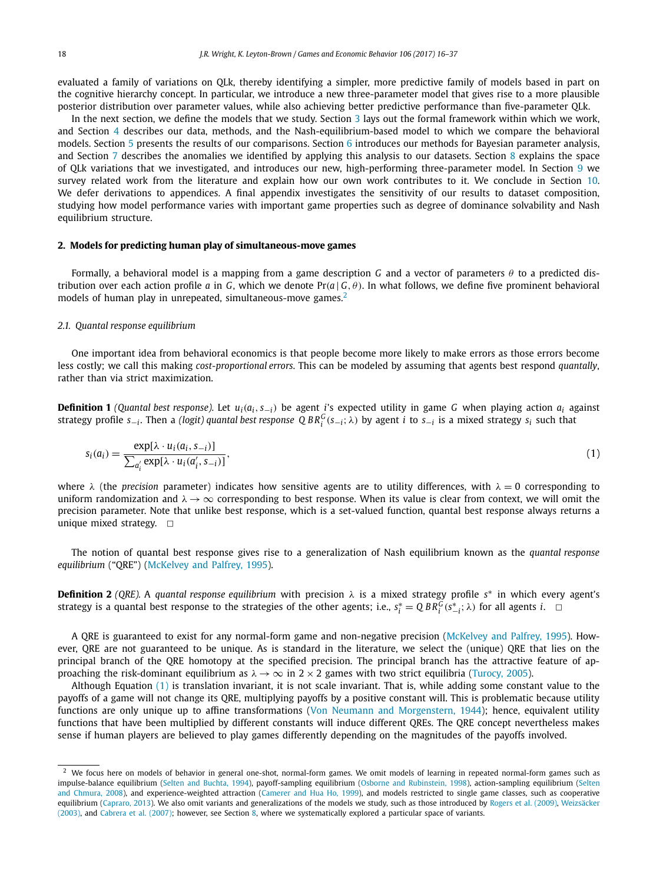evaluated a family of variations on QLk, thereby identifying a simpler, more predictive family of models based in part on the cognitive hierarchy concept. In particular, we introduce a new three-parameter model that gives rise to a more plausible posterior distribution over parameter values, while also achieving better predictive performance than five-parameter QLk.

In the next section, we define the models that we study. Section 3 lays out the formal framework within which we work, and Section 4 describes our data, methods, and the Nash-equilibrium-based model to which we compare the behavioral models. Section 5 presents the results of our comparisons. Section 6 introduces our methods for Bayesian parameter analysis, and Section 7 describes the anomalies we identified by applying this analysis to our datasets. Section 8 explains the space of QLk variations that we investigated, and introduces our new, high-performing three-parameter model. In Section 9 we survey related work from the literature and explain how our own work contributes to it. We conclude in Section 10. We defer derivations to appendices. A final appendix investigates the sensitivity of our results to dataset composition, studying how model performance varies with important game properties such as degree of dominance solvability and Nash equilibrium structure.

## 2. Models for predicting human play of simultaneous-move games

Formally, a behavioral model is a mapping from a game description $G$ and a vector of parameters $\theta$ to a predicted distribution over each action profile $a$ in $G$, which we denote $\Pr(a \mid G, \theta)$. In what follows, we define five prominent behavioral models of human play in unrepeated, simultaneous-move games.[2]

### 2.1. Quantal response equilibrium

One important idea from behavioral economics is that people become more likely to make errors as those errors become less costly; we call this making *cost-proportional* errors. This can be modeled by assuming that agents best respond *quantally*, rather than via strict maximization.

**Definition 1** *(Quantal best response).* Let $u_i(a_i, s_{-i})$ be agent $i$'s expected utility in game $G$ when playing action $a_i$ against strategy profile $s_{-i}$. Then a *(logit) quantal best response* $QBR_i^G(s_{-i}; \lambda)$ by agent $i$ to $s_{-i}$ is a mixed strategy $s_i$ such that

$$s_i(a_i) = \frac{\exp[\lambda \cdot u_i(a_i, s_{-i})]}{\sum_{a_i'} \exp[\lambda \cdot u_i(a_i', s_{-i})]}, \tag{1}$$

where $\lambda$ (the *precision* parameter) indicates how sensitive agents are to utility differences, with $\lambda = 0$ corresponding to uniform randomization and $\lambda \to \infty$ corresponding to best response. When its value is clear from context, we will omit the precision parameter. Note that unlike best response, which is a set-valued function, quantal best response always returns a unique mixed strategy. □

The notion of quantal best response gives rise to a generalization of Nash equilibrium known as the *quantal response equilibrium* ("QRE") (McKelvey and Palfrey, 1995).

**Definition 2** *(QRE).* A *quantal response equilibrium* with precision $\lambda$ is a mixed strategy profile $s^*$ in which every agent's strategy is a quantal best response to the strategies of the other agents; i.e., $s_i^* = QBR_i^G(s_{-i}^*; \lambda)$ for all agents $i$. □

A QRE is guaranteed to exist for any normal-form game and non-negative precision (McKelvey and Palfrey, 1995). However, QRE are not guaranteed to be unique. As is standard in the literature, we select the (unique) QRE that lies on the principal branch of the QRE homotopy at the specified precision. The principal branch has the attractive feature of approaching the risk-dominant equilibrium as $\lambda \to \infty$ in $2 \times 2$ games with two strict equilibria (Turocy, 2005).

Although Equation (1) is translation invariant, it is not scale invariant. That is, while adding some constant value to the payoffs of a game will not change its QRE, multiplying payoffs by a positive constant will. This is problematic because utility functions are only unique up to affine transformations (Von Neumann and Morgenstern, 1944); hence, equivalent utility functions that have been multiplied by different constants will induce different QREs. The QRE concept nevertheless makes sense if human players are believed to play games differently depending on the magnitudes of the payoffs involved.

[2] We focus here on models of behavior in general one-shot, normal-form games. We omit models of learning in repeated normal-form games such as impulse-balance equilibrium (Selten and Buchta, 1994), payoff-sampling equilibrium (Osborne and Rubinstein, 1998), action-sampling equilibrium (Selten and Chmura, 2008), and experience-weighted attraction (Camerer and Hua Ho, 1999), and models restricted to single game classes, such as cooperative equilibrium (Capraro, 2013). We also omit variants and generalizations of the models we study, such as those introduced by Rogers et al. (2009), Weizsäcker (2003), and Cabrera et al. (2007); however, see Section 8, where we systematically explored a particular space of variants.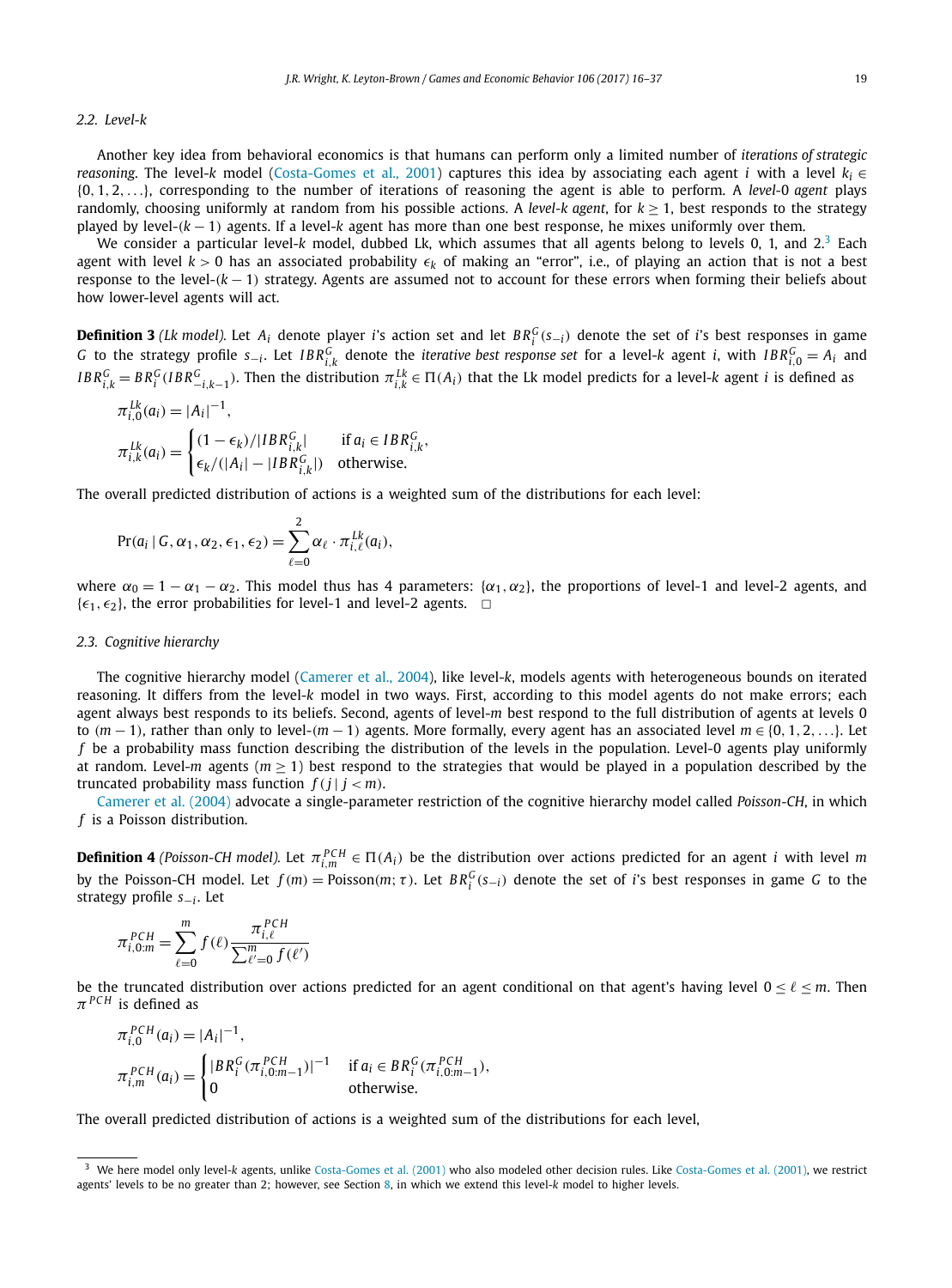### 2.2. Level-k

Another key idea from behavioral economics is that humans can perform only a limited number of *iterations of strategic reasoning*. The level-$k$ model (Costa-Gomes et al., 2001) captures this idea by associating each agent $i$ with a level $k_i \in \{0, 1, 2, \ldots\}$, corresponding to the number of iterations of reasoning the agent is able to perform. A *level-0 agent* plays randomly, choosing uniformly at random from his possible actions. A *level-k agent*, for $k \geq 1$, best responds to the strategy played by level-$(k-1)$ agents. If a level-$k$ agent has more than one best response, he mixes uniformly over them.

We consider a particular level-$k$ model, dubbed Lk, which assumes that all agents belong to levels 0, 1, and 2.[3] Each agent with level $k > 0$ has an associated probability $\epsilon_k$ of making an "error", i.e., of playing an action that is not a best response to the level-$(k-1)$ strategy. Agents are assumed not to account for these errors when forming their beliefs about how lower-level agents will act.

**Definition 3** *(Lk model).* Let $A_i$ denote player $i$'s action set and let $BR_i^G(s_{-i})$ denote the set of $i$'s best responses in game $G$ to the strategy profile $s_{-i}$. Let $IBR_{i,k}^G$ denote the *iterative best response set* for a level-$k$ agent $i$, with $IBR_{i,0}^G = A_i$ and $IBR_{i,k}^G = BR_i^G(IBR_{-i,k-1}^G)$. Then the distribution $\pi_{i,k}^{Lk} \in \Pi(A_i)$ that the Lk model predicts for a level-$k$ agent $i$ is defined as

$$\pi_{i,0}^{Lk}(a_i) = |A_i|^{-1},$$

$$\pi_{i,k}^{Lk}(a_i) = \begin{cases} (1-\epsilon_k)/|IBR_{i,k}^G| & \text{if } a_i \in IBR_{i,k}^G, \\ \epsilon_k/(|A_i| - |IBR_{i,k}^G|) & \text{otherwise.} \end{cases}$$

The overall predicted distribution of actions is a weighted sum of the distributions for each level:

$$\Pr(a_i \mid G, \alpha_1, \alpha_2, \epsilon_1, \epsilon_2) = \sum_{\ell=0}^{2} \alpha_\ell \cdot \pi_{i,\ell}^{Lk}(a_i),$$

where $\alpha_0 = 1 - \alpha_1 - \alpha_2$. This model thus has 4 parameters: $\{\alpha_1, \alpha_2\}$, the proportions of level-1 and level-2 agents, and $\{\epsilon_1, \epsilon_2\}$, the error probabilities for level-1 and level-2 agents. □

### 2.3. Cognitive hierarchy

The cognitive hierarchy model (Camerer et al., 2004), like level-$k$, models agents with heterogeneous bounds on iterated reasoning. It differs from the level-$k$ model in two ways. First, according to this model agents do not make errors; each agent always best responds to its beliefs. Second, agents of level-$m$ best respond to the full distribution of agents at levels 0 to $(m-1)$, rather than only to level-$(m-1)$ agents. More formally, every agent has an associated level $m \in \{0, 1, 2, \ldots\}$. Let $f$ be a probability mass function describing the distribution of the levels in the population. Level-0 agents play uniformly at random. Level-$m$ agents ($m \geq 1$) best respond to the strategies that would be played in a population described by the truncated probability mass function $f(j \mid j < m)$.

Camerer et al. (2004) advocate a single-parameter restriction of the cognitive hierarchy model called *Poisson-CH*, in which $f$ is a Poisson distribution.

**Definition 4** *(Poisson-CH model).* Let $\pi_{i,m}^{PCH} \in \Pi(A_i)$ be the distribution over actions predicted for an agent $i$ with level $m$ by the Poisson-CH model. Let $f(m) = \text{Poisson}(m; \tau)$. Let $BR_i^G(s_{-i})$ denote the set of $i$'s best responses in game $G$ to the strategy profile $s_{-i}$. Let

$$\pi_{i,0:m}^{PCH} = \sum_{\ell=0}^{m} f(\ell) \frac{\pi_{i,\ell}^{PCH}}{\sum_{\ell'=0}^{m} f(\ell')}$$

be the truncated distribution over actions predicted for an agent conditional on that agent's having level $0 \leq \ell \leq m$. Then $\pi^{PCH}$ is defined as

$$\pi_{i,0}^{PCH}(a_i) = |A_i|^{-1},$$

$$\pi_{i,m}^{PCH}(a_i) = \begin{cases} |BR_i^G(\pi_{i,0:m-1}^{PCH})|^{-1} & \text{if } a_i \in BR_i^G(\pi_{i,0:m-1}^{PCH}), \\ 0 & \text{otherwise.} \end{cases}$$

The overall predicted distribution of actions is a weighted sum of the distributions for each level,

[3] We here model only level-$k$ agents, unlike Costa-Gomes et al. (2001) who also modeled other decision rules. Like Costa-Gomes et al. (2001), we restrict agents' levels to be no greater than 2; however, see Section 8, in which we extend this level-$k$ model to higher levels.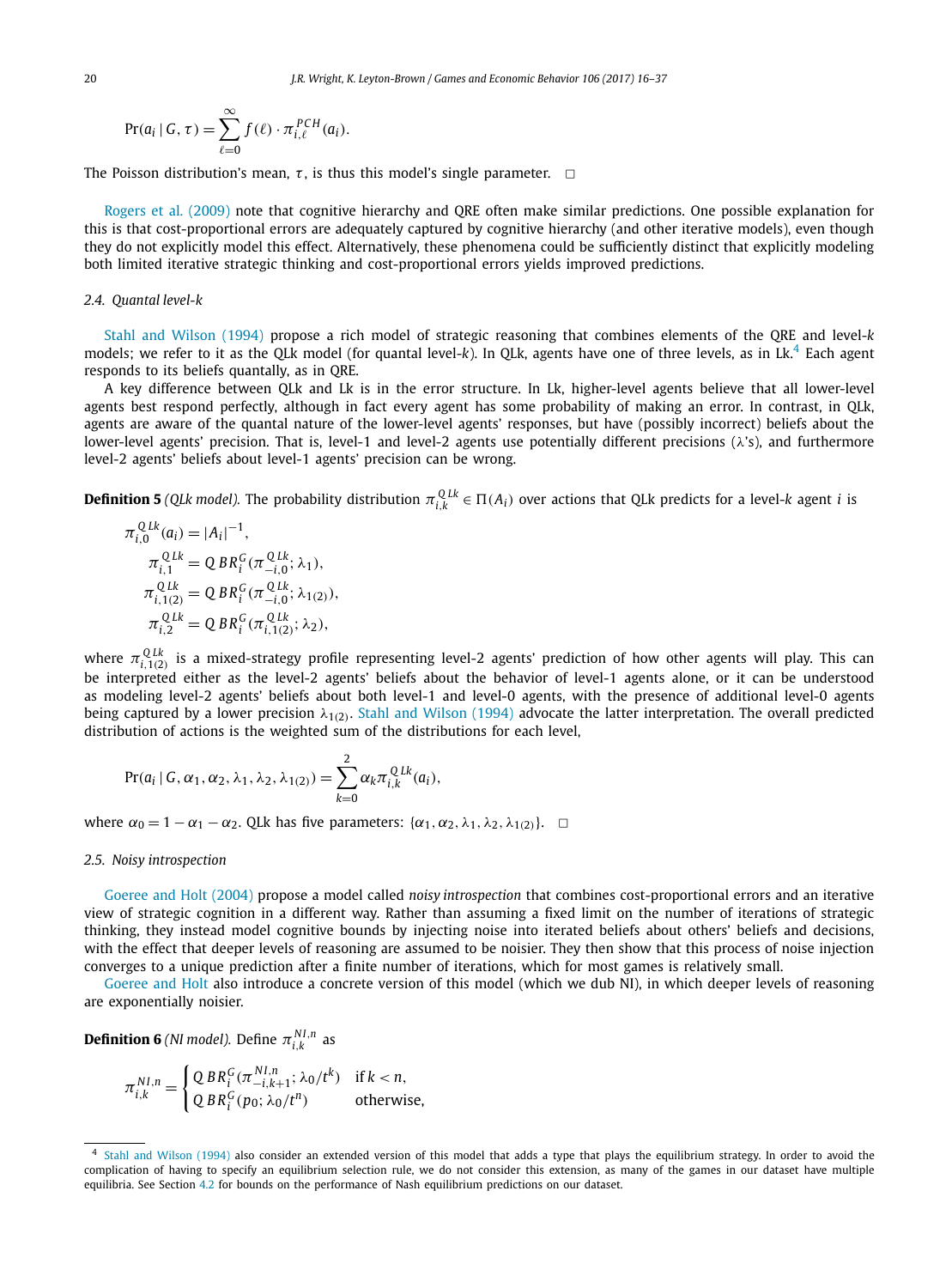$$\Pr(a_i \mid G, \tau) = \sum_{\ell=0}^{\infty} f(\ell) \cdot \pi_{i,\ell}^{PCH}(a_i).$$

The Poisson distribution's mean, $\tau$, is thus this model's single parameter. $\square$

Rogers et al. (2009) note that cognitive hierarchy and QRE often make similar predictions. One possible explanation for this is that cost-proportional errors are adequately captured by cognitive hierarchy (and other iterative models), even though they do not explicitly model this effect. Alternatively, these phenomena could be sufficiently distinct that explicitly modeling both limited iterative strategic thinking and cost-proportional errors yields improved predictions.

### 2.4. Quantal level-k

Stahl and Wilson (1994) propose a rich model of strategic reasoning that combines elements of the QRE and level-$k$ models; we refer to it as the QLk model (for quantal level-$k$). In QLk, agents have one of three levels, as in Lk.[4] Each agent responds to its beliefs quantally, as in QRE.

A key difference between QLk and Lk is in the error structure. In Lk, higher-level agents believe that all lower-level agents best respond perfectly, although in fact every agent has some probability of making an error. In contrast, in QLk, agents are aware of the quantal nature of the lower-level agents' responses, but have (possibly incorrect) beliefs about the lower-level agents' precision. That is, level-1 and level-2 agents use potentially different precisions ($\lambda$'s), and furthermore level-2 agents' beliefs about level-1 agents' precision can be wrong.

**Definition 5** *(QLk model).* The probability distribution $\pi_{i,k}^{QLk} \in \Pi(A_i)$ over actions that QLk predicts for a level-$k$ agent $i$ is

$$\pi_{i,0}^{QLk}(a_i) = |A_i|^{-1},$$
$$\pi_{i,1}^{QLk} = QBR_i^G(\pi_{-i,0}^{QLk}; \lambda_1),$$
$$\pi_{i,1(2)}^{QLk} = QBR_i^G(\pi_{-i,0}^{QLk}; \lambda_{1(2)}),$$
$$\pi_{i,2}^{QLk} = QBR_i^G(\pi_{i,1(2)}^{QLk}; \lambda_2),$$

where $\pi_{i,1(2)}^{QLk}$ is a mixed-strategy profile representing level-2 agents' prediction of how other agents will play. This can be interpreted either as the level-2 agents' beliefs about the behavior of level-1 agents alone, or it can be understood as modeling level-2 agents' beliefs about both level-1 and level-0 agents, with the presence of additional level-0 agents being captured by a lower precision $\lambda_{1(2)}$. Stahl and Wilson (1994) advocate the latter interpretation. The overall predicted distribution of actions is the weighted sum of the distributions for each level,

$$\Pr(a_i \mid G, \alpha_1, \alpha_2, \lambda_1, \lambda_2, \lambda_{1(2)}) = \sum_{k=0}^{2} \alpha_k \pi_{i,k}^{QLk}(a_i),$$

where $\alpha_0 = 1 - \alpha_1 - \alpha_2$. QLk has five parameters: $\{\alpha_1, \alpha_2, \lambda_1, \lambda_2, \lambda_{1(2)}\}$. $\square$

### 2.5. Noisy introspection

Goeree and Holt (2004) propose a model called *noisy introspection* that combines cost-proportional errors and an iterative view of strategic cognition in a different way. Rather than assuming a fixed limit on the number of iterations of strategic thinking, they instead model cognitive bounds by injecting noise into iterated beliefs about others' beliefs and decisions, with the effect that deeper levels of reasoning are assumed to be noisier. They then show that this process of noise injection converges to a unique prediction after a finite number of iterations, which for most games is relatively small.

Goeree and Holt also introduce a concrete version of this model (which we dub NI), in which deeper levels of reasoning are exponentially noisier.

**Definition 6** *(NI model).* Define $\pi_{i,k}^{NI,n}$ as

$$\pi_{i,k}^{NI,n} = \begin{cases} QBR_i^G(\pi_{-i,k+1}^{NI,n}; \lambda_0/t^k) & \text{if } k < n, \\ QBR_i^G(p_0; \lambda_0/t^n) & \text{otherwise,} \end{cases}$$

---

[4] Stahl and Wilson (1994) also consider an extended version of this model that adds a type that plays the equilibrium strategy. In order to avoid the complication of having to specify an equilibrium selection rule, we do not consider this extension, as many of the games in our dataset have multiple equilibria. See Section 4.2 for bounds on the performance of Nash equilibrium predictions on our dataset.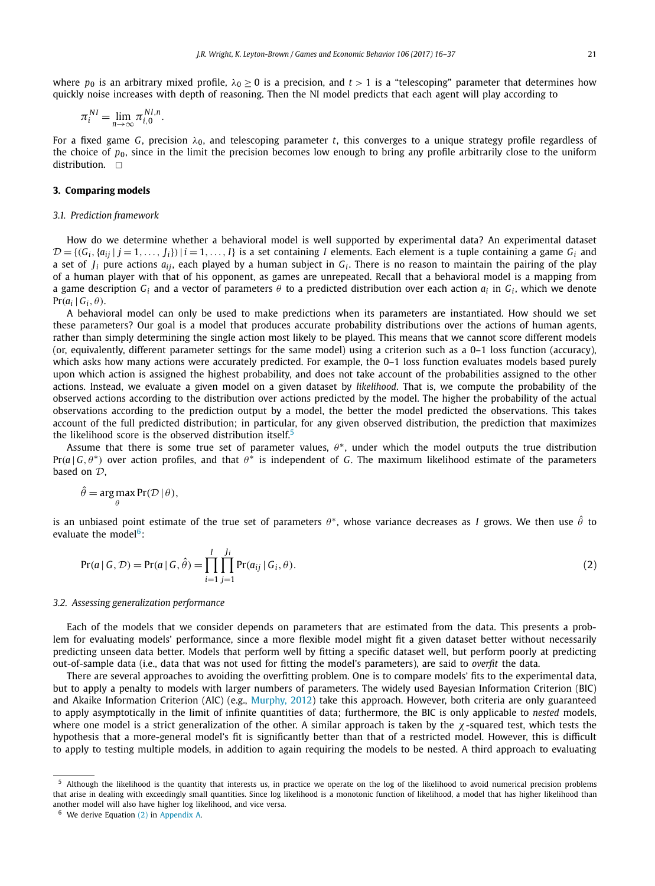where $p_0$ is an arbitrary mixed profile, $\lambda_0 \geq 0$ is a precision, and $t > 1$ is a "telescoping" parameter that determines how quickly noise increases with depth of reasoning. Then the NI model predicts that each agent will play according to

$$\pi_i^{NI} = \lim_{n \to \infty} \pi_{i,0}^{NI,n}.$$

For a fixed game $G$, precision $\lambda_0$, and telescoping parameter $t$, this converges to a unique strategy profile regardless of the choice of $p_0$, since in the limit the precision becomes low enough to bring any profile arbitrarily close to the uniform distribution. □

## 3. Comparing models

### 3.1. Prediction framework

How do we determine whether a behavioral model is well supported by experimental data? An experimental dataset $\mathcal{D} = \{(G_i, \{a_{ij} \mid j = 1, \ldots, J_i\}) \mid i = 1, \ldots, I\}$ is a set containing $I$ elements. Each element is a tuple containing a game $G_i$ and a set of $J_i$ pure actions $a_{ij}$, each played by a human subject in $G_i$. There is no reason to maintain the pairing of the play of a human player with that of his opponent, as games are unrepeated. Recall that a behavioral model is a mapping from a game description $G_i$ and a vector of parameters $\theta$ to a predicted distribution over each action $a_i$ in $G_i$, which we denote $\Pr(a_i \mid G_i, \theta)$.

A behavioral model can only be used to make predictions when its parameters are instantiated. How should we set these parameters? Our goal is a model that produces accurate probability distributions over the actions of human agents, rather than simply determining the single action most likely to be played. This means that we cannot score different models (or, equivalently, different parameter settings for the same model) using a criterion such as a 0–1 loss function (accuracy), which asks how many actions were accurately predicted. For example, the 0–1 loss function evaluates models based purely upon which action is assigned the highest probability, and does not take account of the probabilities assigned to the other actions. Instead, we evaluate a given model on a given dataset by *likelihood*. That is, we compute the probability of the observed actions according to the distribution over actions predicted by the model. The higher the probability of the actual observations according to the prediction output by a model, the better the model predicted the observations. This takes account of the full predicted distribution; in particular, for any given observed distribution, the prediction that maximizes the likelihood score is the observed distribution itself.[5]

Assume that there is some true set of parameter values, $\theta^*$, under which the model outputs the true distribution $\Pr(a \mid G, \theta^*)$ over action profiles, and that $\theta^*$ is independent of $G$. The maximum likelihood estimate of the parameters based on $\mathcal{D}$,

$$\hat{\theta} = \arg\max_{\theta} \Pr(\mathcal{D} \mid \theta),$$

is an unbiased point estimate of the true set of parameters $\theta^*$, whose variance decreases as $I$ grows. We then use $\hat{\theta}$ to evaluate the model[6]:

$$\Pr(a \mid G, \mathcal{D}) = \Pr(a \mid G, \hat{\theta}) = \prod_{i=1}^{I} \prod_{j=1}^{J_i} \Pr(a_{ij} \mid G_i, \theta). \tag{2}$$

### 3.2. Assessing generalization performance

Each of the models that we consider depends on parameters that are estimated from the data. This presents a problem for evaluating models' performance, since a more flexible model might fit a given dataset better without necessarily predicting unseen data better. Models that perform well by fitting a specific dataset well, but perform poorly at predicting out-of-sample data (i.e., data that was not used for fitting the model's parameters), are said to *overfit* the data.

There are several approaches to avoiding the overfitting problem. One is to compare models' fits to the experimental data, but to apply a penalty to models with larger numbers of parameters. The widely used Bayesian Information Criterion (BIC) and Akaike Information Criterion (AIC) (e.g., Murphy, 2012) take this approach. However, both criteria are only guaranteed to apply asymptotically in the limit of infinite quantities of data; furthermore, the BIC is only applicable to *nested* models, where one model is a strict generalization of the other. A similar approach is taken by the $\chi$-squared test, which tests the hypothesis that a more-general model's fit is significantly better than that of a restricted model. However, this is difficult to apply to testing multiple models, in addition to again requiring the models to be nested. A third approach to evaluating

---

[5] Although the likelihood is the quantity that interests us, in practice we operate on the log of the likelihood to avoid numerical precision problems that arise in dealing with exceedingly small quantities. Since log likelihood is a monotonic function of likelihood, a model that has higher likelihood than another model will also have higher log likelihood, and vice versa.

[6] We derive Equation (2) in Appendix A.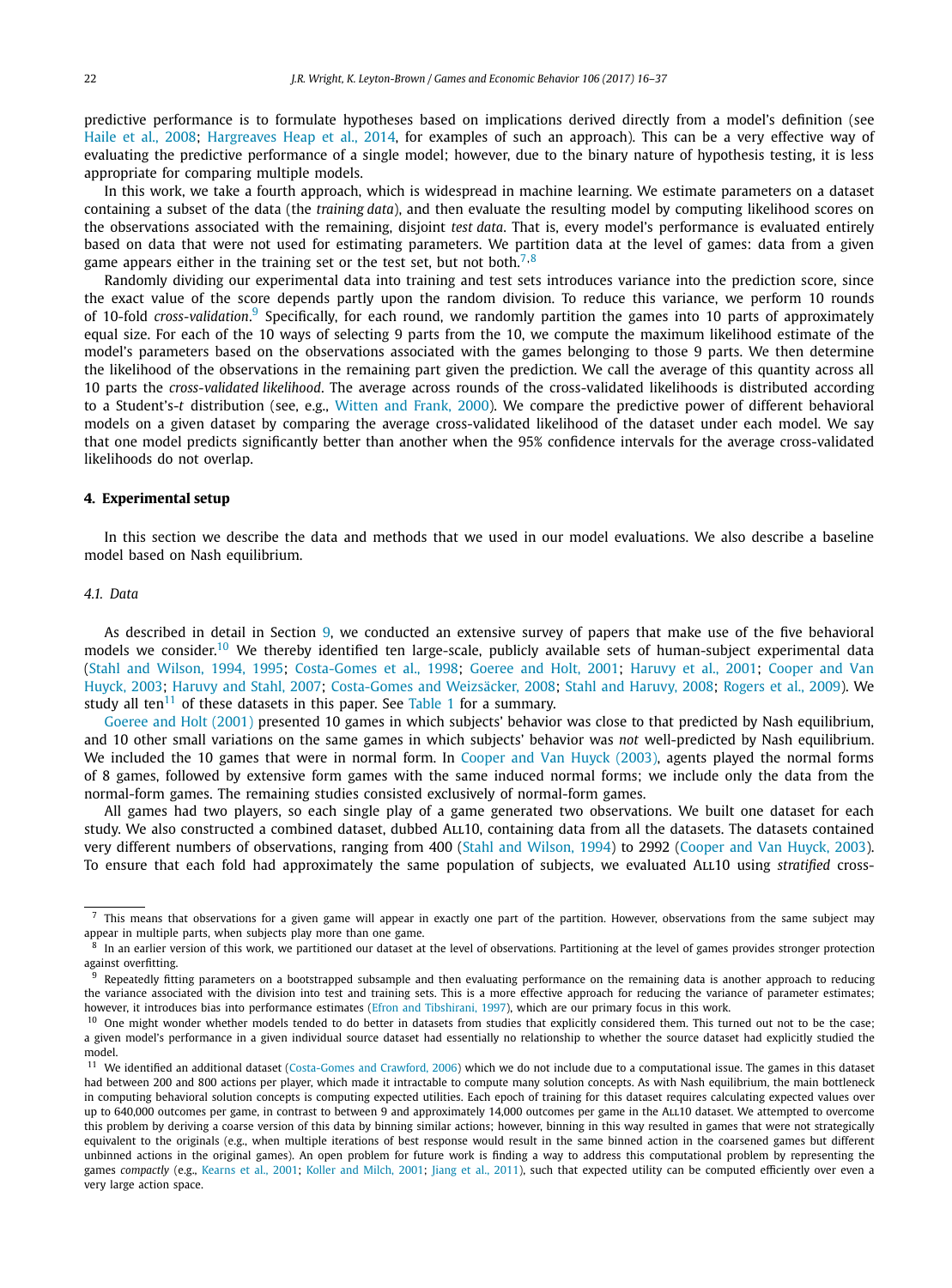predictive performance is to formulate hypotheses based on implications derived directly from a model's definition (see Haile et al., 2008; Hargreaves Heap et al., 2014, for examples of such an approach). This can be a very effective way of evaluating the predictive performance of a single model; however, due to the binary nature of hypothesis testing, it is less appropriate for comparing multiple models.

In this work, we take a fourth approach, which is widespread in machine learning. We estimate parameters on a dataset containing a subset of the data (the *training data*), and then evaluate the resulting model by computing likelihood scores on the observations associated with the remaining, disjoint *test data*. That is, every model's performance is evaluated entirely based on data that were not used for estimating parameters. We partition data at the level of games: data from a given game appears either in the training set or the test set, but not both.[7,8]

Randomly dividing our experimental data into training and test sets introduces variance into the prediction score, since the exact value of the score depends partly upon the random division. To reduce this variance, we perform 10 rounds of 10-fold *cross-validation*.[9] Specifically, for each round, we randomly partition the games into 10 parts of approximately equal size. For each of the 10 ways of selecting 9 parts from the 10, we compute the maximum likelihood estimate of the model's parameters based on the observations associated with the games belonging to those 9 parts. We then determine the likelihood of the observations in the remaining part given the prediction. We call the average of this quantity across all 10 parts the *cross-validated likelihood*. The average across rounds of the cross-validated likelihoods is distributed according to a Student's-$t$ distribution (see, e.g., Witten and Frank, 2000). We compare the predictive power of different behavioral models on a given dataset by comparing the average cross-validated likelihood of the dataset under each model. We say that one model predicts significantly better than another when the 95% confidence intervals for the average cross-validated likelihoods do not overlap.

## 4. Experimental setup

In this section we describe the data and methods that we used in our model evaluations. We also describe a baseline model based on Nash equilibrium.

### 4.1. Data

As described in detail in Section 9, we conducted an extensive survey of papers that make use of the five behavioral models we consider.[10] We thereby identified ten large-scale, publicly available sets of human-subject experimental data (Stahl and Wilson, 1994, 1995; Costa-Gomes et al., 1998; Goeree and Holt, 2001; Haruvy et al., 2001; Cooper and Van Huyck, 2003; Haruvy and Stahl, 2007; Costa-Gomes and Weizsäcker, 2008; Stahl and Haruvy, 2008; Rogers et al., 2009). We study all ten[11] of these datasets in this paper. See Table 1 for a summary.

Goeree and Holt (2001) presented 10 games in which subjects' behavior was close to that predicted by Nash equilibrium, and 10 other small variations on the same games in which subjects' behavior was *not* well-predicted by Nash equilibrium. We included the 10 games that were in normal form. In Cooper and Van Huyck (2003), agents played the normal forms of 8 games, followed by extensive form games with the same induced normal forms; we include only the data from the normal-form games. The remaining studies consisted exclusively of normal-form games.

All games had two players, so each single play of a game generated two observations. We built one dataset for each study. We also constructed a combined dataset, dubbed ALL10, containing data from all the datasets. The datasets contained very different numbers of observations, ranging from 400 (Stahl and Wilson, 1994) to 2992 (Cooper and Van Huyck, 2003). To ensure that each fold had approximately the same population of subjects, we evaluated ALL10 using *stratified* cross-

---

[7] This means that observations for a given game will appear in exactly one part of the partition. However, observations from the same subject may appear in multiple parts, when subjects play more than one game.

[8] In an earlier version of this work, we partitioned our dataset at the level of observations. Partitioning at the level of games provides stronger protection against overfitting.

[9] Repeatedly fitting parameters on a bootstrapped subsample and then evaluating performance on the remaining data is another approach to reducing the variance associated with the division into test and training sets. This is a more effective approach for reducing the variance of parameter estimates; however, it introduces bias into performance estimates (Efron and Tibshirani, 1997), which are our primary focus in this work.

[10] One might wonder whether models tended to do better in datasets from studies that explicitly considered them. This turned out not to be the case; a given model's performance in a given individual source dataset had essentially no relationship to whether the source dataset had explicitly studied the model.

[11] We identified an additional dataset (Costa-Gomes and Crawford, 2006) which we do not include due to a computational issue. The games in this dataset had between 200 and 800 actions per player, which made it intractable to compute many solution concepts. As with Nash equilibrium, the main bottleneck in computing behavioral solution concepts is computing expected utilities. Each epoch of training for this dataset requires calculating expected values over up to 640,000 outcomes per game, in contrast to between 9 and approximately 14,000 outcomes per game in the ALL10 dataset. We attempted to overcome this problem by deriving a coarse version of this data by binning similar actions; however, binning in this way resulted in games that were not strategically equivalent to the originals (e.g., when multiple iterations of best response would result in the same binned action in the coarsened games but different unbinned actions in the original games). An open problem for future work is finding a way to address this computational problem by representing the games *compactly* (e.g., Kearns et al., 2001; Koller and Milch, 2001; Jiang et al., 2011), such that expected utility can be computed efficiently over even a very large action space.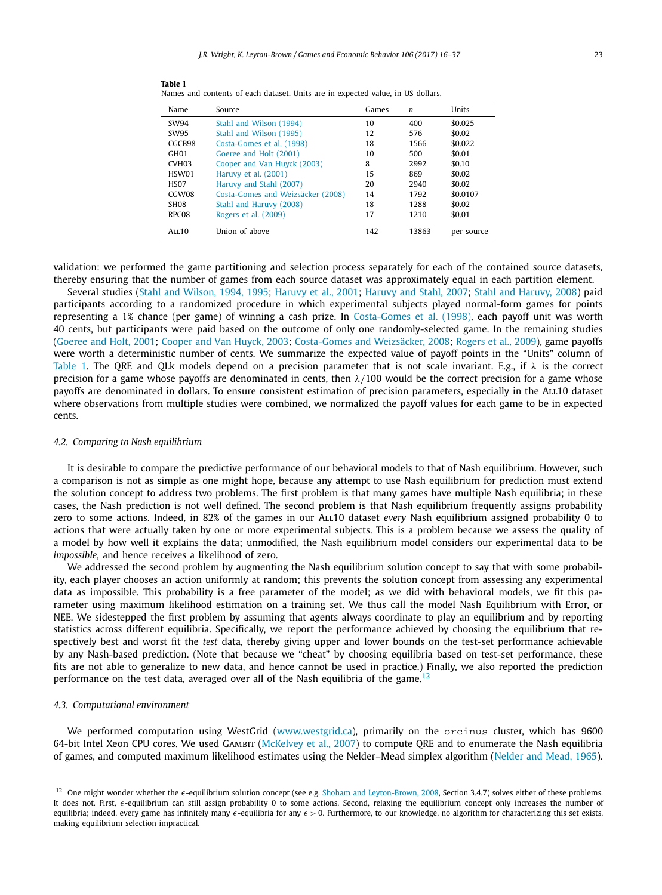**Table 1**
Names and contents of each dataset. Units are in expected value, in US dollars.

| Name | Source | Games | $n$ | Units |
|---|---|---|---|---|
| SW94 | Stahl and Wilson (1994) | 10 | 400 | \$0.025 |
| SW95 | Stahl and Wilson (1995) | 12 | 576 | \$0.02 |
| CGCB98 | Costa-Gomes et al. (1998) | 18 | 1566 | \$0.022 |
| GH01 | Goeree and Holt (2001) | 10 | 500 | \$0.01 |
| CVH03 | Cooper and Van Huyck (2003) | 8 | 2992 | \$0.10 |
| HSW01 | Haruvy et al. (2001) | 15 | 869 | \$0.02 |
| HS07 | Haruvy and Stahl (2007) | 20 | 2940 | \$0.02 |
| CGW08 | Costa-Gomes and Weizsäcker (2008) | 14 | 1792 | \$0.0107 |
| SH08 | Stahl and Haruvy (2008) | 18 | 1288 | \$0.02 |
| RPC08 | Rogers et al. (2009) | 17 | 1210 | \$0.01 |
| ALL10 | Union of above | 142 | 13863 | per source |

validation: we performed the game partitioning and selection process separately for each of the contained source datasets, thereby ensuring that the number of games from each source dataset was approximately equal in each partition element.

Several studies (Stahl and Wilson, 1994, 1995; Haruvy et al., 2001; Haruvy and Stahl, 2007; Stahl and Haruvy, 2008) paid participants according to a randomized procedure in which experimental subjects played normal-form games for points representing a 1% chance (per game) of winning a cash prize. In Costa-Gomes et al. (1998), each payoff unit was worth 40 cents, but participants were paid based on the outcome of only one randomly-selected game. In the remaining studies (Goeree and Holt, 2001; Cooper and Van Huyck, 2003; Costa-Gomes and Weizsäcker, 2008; Rogers et al., 2009), game payoffs were worth a deterministic number of cents. We summarize the expected value of payoff points in the "Units" column of Table 1. The QRE and QLk models depend on a precision parameter that is not scale invariant. E.g., if $\lambda$ is the correct precision for a game whose payoffs are denominated in cents, then $\lambda/100$ would be the correct precision for a game whose payoffs are denominated in dollars. To ensure consistent estimation of precision parameters, especially in the ALL10 dataset where observations from multiple studies were combined, we normalized the payoff values for each game to be in expected cents.

### 4.2. Comparing to Nash equilibrium

It is desirable to compare the predictive performance of our behavioral models to that of Nash equilibrium. However, such a comparison is not as simple as one might hope, because any attempt to use Nash equilibrium for prediction must extend the solution concept to address two problems. The first problem is that many games have multiple Nash equilibria; in these cases, the Nash prediction is not well defined. The second problem is that Nash equilibrium frequently assigns probability zero to some actions. Indeed, in 82% of the games in our ALL10 dataset *every* Nash equilibrium assigned probability 0 to actions that were actually taken by one or more experimental subjects. This is a problem because we assess the quality of a model by how well it explains the data; unmodified, the Nash equilibrium model considers our experimental data to be *impossible*, and hence receives a likelihood of zero.

We addressed the second problem by augmenting the Nash equilibrium solution concept to say that with some probability, each player chooses an action uniformly at random; this prevents the solution concept from assessing any experimental data as impossible. This probability is a free parameter of the model; as we did with behavioral models, we fit this parameter using maximum likelihood estimation on a training set. We thus call the model Nash Equilibrium with Error, or NEE. We sidestepped the first problem by assuming that agents always coordinate to play an equilibrium and by reporting statistics across different equilibria. Specifically, we report the performance achieved by choosing the equilibrium that respectively best and worst fit the *test* data, thereby giving upper and lower bounds on the test-set performance achievable by any Nash-based prediction. (Note that because we "cheat" by choosing equilibria based on test-set performance, these fits are not able to generalize to new data, and hence cannot be used in practice.) Finally, we also reported the prediction performance on the test data, averaged over all of the Nash equilibria of the game.[12]

### 4.3. Computational environment

We performed computation using WestGrid (www.westgrid.ca), primarily on the `orcinus` cluster, which has 9600 64-bit Intel Xeon CPU cores. We used GAMBIT (McKelvey et al., 2007) to compute QRE and to enumerate the Nash equilibria of games, and computed maximum likelihood estimates using the Nelder–Mead simplex algorithm (Nelder and Mead, 1965).

[12] One might wonder whether the $\epsilon$-equilibrium solution concept (see e.g. Shoham and Leyton-Brown, 2008, Section 3.4.7) solves either of these problems. It does not. First, $\epsilon$-equilibrium can still assign probability 0 to some actions. Second, relaxing the equilibrium concept only increases the number of equilibria; indeed, every game has infinitely many $\epsilon$-equilibria for any $\epsilon > 0$. Furthermore, to our knowledge, no algorithm for characterizing this set exists, making equilibrium selection impractical.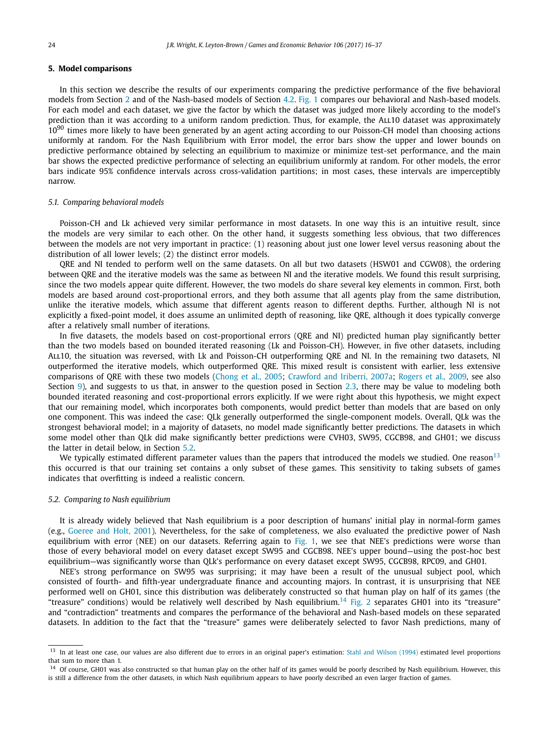## 5. Model comparisons

In this section we describe the results of our experiments comparing the predictive performance of the five behavioral models from Section 2 and of the Nash-based models of Section 4.2. Fig. 1 compares our behavioral and Nash-based models. For each model and each dataset, we give the factor by which the dataset was judged more likely according to the model's prediction than it was according to a uniform random prediction. Thus, for example, the All10 dataset was approximately $10^{90}$ times more likely to have been generated by an agent acting according to our Poisson-CH model than choosing actions uniformly at random. For the Nash Equilibrium with Error model, the error bars show the upper and lower bounds on predictive performance obtained by selecting an equilibrium to maximize or minimize test-set performance, and the main bar shows the expected predictive performance of selecting an equilibrium uniformly at random. For other models, the error bars indicate 95% confidence intervals across cross-validation partitions; in most cases, these intervals are imperceptibly narrow.

### 5.1. Comparing behavioral models

Poisson-CH and Lk achieved very similar performance in most datasets. In one way this is an intuitive result, since the models are very similar to each other. On the other hand, it suggests something less obvious, that two differences between the models are not very important in practice: (1) reasoning about just one lower level versus reasoning about the distribution of all lower levels; (2) the distinct error models.

QRE and NI tended to perform well on the same datasets. On all but two datasets (HSW01 and CGW08), the ordering between QRE and the iterative models was the same as between NI and the iterative models. We found this result surprising, since the two models appear quite different. However, the two models do share several key elements in common. First, both models are based around cost-proportional errors, and they both assume that all agents play from the same distribution, unlike the iterative models, which assume that different agents reason to different depths. Further, although NI is not explicitly a fixed-point model, it does assume an unlimited depth of reasoning, like QRE, although it does typically converge after a relatively small number of iterations.

In five datasets, the models based on cost-proportional errors (QRE and NI) predicted human play significantly better than the two models based on bounded iterated reasoning (Lk and Poisson-CH). However, in five other datasets, including All10, the situation was reversed, with Lk and Poisson-CH outperforming QRE and NI. In the remaining two datasets, NI outperformed the iterative models, which outperformed QRE. This mixed result is consistent with earlier, less extensive comparisons of QRE with these two models (Chong et al., 2005; Crawford and Iriberri, 2007a; Rogers et al., 2009, see also Section 9), and suggests to us that, in answer to the question posed in Section 2.3, there may be value to modeling both bounded iterated reasoning and cost-proportional errors explicitly. If we were right about this hypothesis, we might expect that our remaining model, which incorporates both components, would predict better than models that are based on only one component. This was indeed the case: QLk generally outperformed the single-component models. Overall, QLk was the strongest behavioral model; in a majority of datasets, no model made significantly better predictions. The datasets in which some model other than QLk did make significantly better predictions were CVH03, SW95, CGCB98, and GH01; we discuss the latter in detail below, in Section 5.2.

We typically estimated different parameter values than the papers that introduced the models we studied. One reason[13] this occurred is that our training set contains a only subset of these games. This sensitivity to taking subsets of games indicates that overfitting is indeed a realistic concern.

### 5.2. Comparing to Nash equilibrium

It is already widely believed that Nash equilibrium is a poor description of humans' initial play in normal-form games (e.g., Goeree and Holt, 2001). Nevertheless, for the sake of completeness, we also evaluated the predictive power of Nash equilibrium with error (NEE) on our datasets. Referring again to Fig. 1, we see that NEE's predictions were worse than those of every behavioral model on every dataset except SW95 and CGCB98. NEE's upper bound—using the post-hoc best equilibrium—was significantly worse than QLk's performance on every dataset except SW95, CGCB98, RPC09, and GH01.

NEE's strong performance on SW95 was surprising; it may have been a result of the unusual subject pool, which consisted of fourth- and fifth-year undergraduate finance and accounting majors. In contrast, it is unsurprising that NEE performed well on GH01, since this distribution was deliberately constructed so that human play on half of its games (the "treasure" conditions) would be relatively well described by Nash equilibrium.[14] Fig. 2 separates GH01 into its "treasure" and "contradiction" treatments and compares the performance of the behavioral and Nash-based models on these separated datasets. In addition to the fact that the "treasure" games were deliberately selected to favor Nash predictions, many of

---

[13] In at least one case, our values are also different due to errors in an original paper's estimation: Stahl and Wilson (1994) estimated level proportions that sum to more than 1.

[14] Of course, GH01 was also constructed so that human play on the other half of its games would be poorly described by Nash equilibrium. However, this is still a difference from the other datasets, in which Nash equilibrium appears to have poorly described an even larger fraction of games.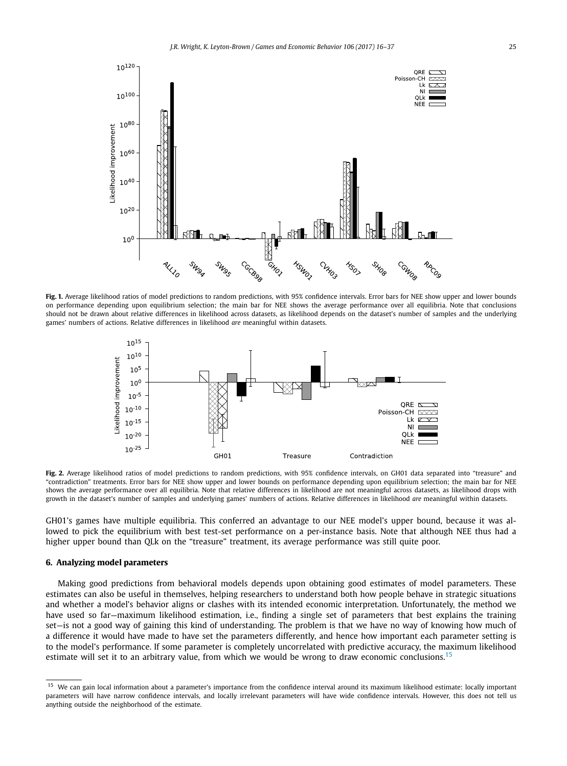**Fig. 1.** Average likelihood ratios of model predictions to random predictions, with 95% confidence intervals. Error bars for NEE show upper and lower bounds on performance depending upon equilibrium selection; the main bar for NEE shows the average performance over all equilibria. Note that conclusions should not be drawn about relative differences in likelihood across datasets, as likelihood depends on the dataset's number of samples and the underlying games' numbers of actions. Relative differences in likelihood *are* meaningful within datasets.

**Fig. 2.** Average likelihood ratios of model predictions to random predictions, with 95% confidence intervals, on GH01 data separated into "treasure" and "contradiction" treatments. Error bars for NEE show upper and lower bounds on performance depending upon equilibrium selection; the main bar for NEE shows the average performance over all equilibria. Note that relative differences in likelihood are not meaningful across datasets, as likelihood drops with growth in the dataset's number of samples and underlying games' numbers of actions. Relative differences in likelihood *are* meaningful within datasets.

GH01's games have multiple equilibria. This conferred an advantage to our NEE model's upper bound, because it was allowed to pick the equilibrium with best test-set performance on a per-instance basis. Note that although NEE thus had a higher upper bound than QLk on the "treasure" treatment, its average performance was still quite poor.

## 6. Analyzing model parameters

Making good predictions from behavioral models depends upon obtaining good estimates of model parameters. These estimates can also be useful in themselves, helping researchers to understand both how people behave in strategic situations and whether a model's behavior aligns or clashes with its intended economic interpretation. Unfortunately, the method we have used so far—maximum likelihood estimation, i.e., finding a single set of parameters that best explains the training set—is not a good way of gaining this kind of understanding. The problem is that we have no way of knowing how much of a difference it would have made to have set the parameters differently, and hence how important each parameter setting is to the model's performance. If some parameter is completely uncorrelated with predictive accuracy, the maximum likelihood estimate will set it to an arbitrary value, from which we would be wrong to draw economic conclusions.[15]

[15] We can gain local information about a parameter's importance from the confidence interval around its maximum likelihood estimate: locally important parameters will have narrow confidence intervals, and locally irrelevant parameters will have wide confidence intervals. However, this does not tell us anything outside the neighborhood of the estimate.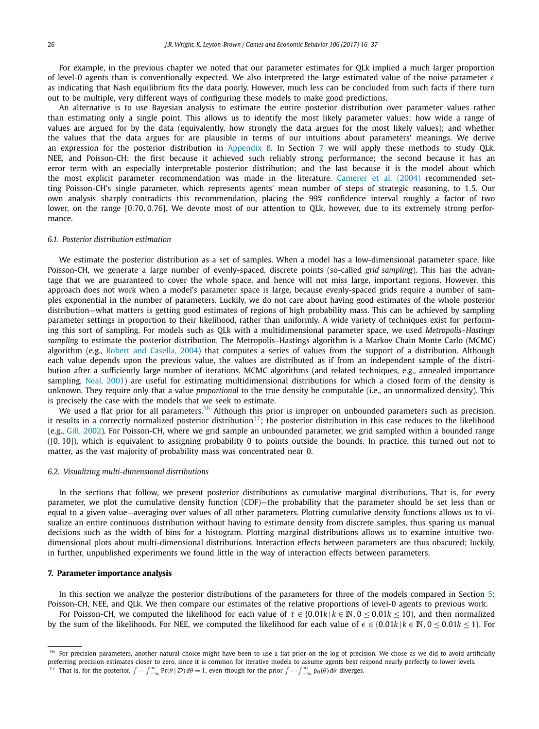For example, in the previous chapter we noted that our parameter estimates for QLk implied a much larger proportion of level-0 agents than is conventionally expected. We also interpreted the large estimated value of the noise parameter $\epsilon$ as indicating that Nash equilibrium fits the data poorly. However, much less can be concluded from such facts if there turn out to be multiple, very different ways of configuring these models to make good predictions.

An alternative is to use Bayesian analysis to estimate the entire posterior distribution over parameter values rather than estimating only a single point. This allows us to identify the most likely parameter values; how wide a range of values are argued for by the data (equivalently, how strongly the data argues for the most likely values); and whether the values that the data argues for are plausible in terms of our intuitions about parameters' meanings. We derive an expression for the posterior distribution in Appendix B. In Section 7 we will apply these methods to study QLk, NEE, and Poisson-CH: the first because it achieved such reliably strong performance; the second because it has an error term with an especially interpretable posterior distribution; and the last because it is the model about which the most explicit parameter recommendation was made in the literature. Camerer et al. (2004) recommended setting Poisson-CH's single parameter, which represents agents' mean number of steps of strategic reasoning, to 1.5. Our own analysis sharply contradicts this recommendation, placing the 99% confidence interval roughly a factor of two lower, on the range $[0.70, 0.76]$. We devote most of our attention to QLk, however, due to its extremely strong performance.

### 6.1. Posterior distribution estimation

We estimate the posterior distribution as a set of samples. When a model has a low-dimensional parameter space, like Poisson-CH, we generate a large number of evenly-spaced, discrete points (so-called *grid sampling*). This has the advantage that we are guaranteed to cover the whole space, and hence will not miss large, important regions. However, this approach does not work when a model's parameter space is large, because evenly-spaced grids require a number of samples exponential in the number of parameters. Luckily, we do not care about having good estimates of the whole posterior distribution—what matters is getting good estimates of regions of high probability mass. This can be achieved by sampling parameter settings in proportion to their likelihood, rather than uniformly. A wide variety of techniques exist for performing this sort of sampling. For models such as QLk with a multidimensional parameter space, we used *Metropolis–Hastings sampling* to estimate the posterior distribution. The Metropolis–Hastings algorithm is a Markov Chain Monte Carlo (MCMC) algorithm (e.g., Robert and Casella, 2004) that computes a series of values from the support of a distribution. Although each value depends upon the previous value, the values are distributed as if from an independent sample of the distribution after a sufficiently large number of iterations. MCMC algorithms (and related techniques, e.g., annealed importance sampling, Neal, 2001) are useful for estimating multidimensional distributions for which a closed form of the density is unknown. They require only that a value *proportional* to the true density be computable (i.e., an unnormalized density). This is precisely the case with the models that we seek to estimate.

We used a flat prior for all parameters.[16] Although this prior is improper on unbounded parameters such as precision, it results in a correctly normalized posterior distribution[17]; the posterior distribution in this case reduces to the likelihood (e.g., Gill, 2002). For Poisson-CH, where we grid sample an unbounded parameter, we grid sampled within a bounded range ($[0, 10]$), which is equivalent to assigning probability 0 to points outside the bounds. In practice, this turned out not to matter, as the vast majority of probability mass was concentrated near 0.

### 6.2. Visualizing multi-dimensional distributions

In the sections that follow, we present posterior distributions as cumulative marginal distributions. That is, for every parameter, we plot the cumulative density function (CDF)—the probability that the parameter should be set less than or equal to a given value—averaging over values of all other parameters. Plotting cumulative density functions allows us to visualize an entire continuous distribution without having to estimate density from discrete samples, thus sparing us manual decisions such as the width of bins for a histogram. Plotting marginal distributions allows us to examine intuitive two-dimensional plots about multi-dimensional distributions. Interaction effects between parameters are thus obscured; luckily, in further, unpublished experiments we found little in the way of interaction effects between parameters.

## 7. Parameter importance analysis

In this section we analyze the posterior distributions of the parameters for three of the models compared in Section 5: Poisson-CH, NEE, and QLk. We then compare our estimates of the relative proportions of level-0 agents to previous work.

For Poisson-CH, we computed the likelihood for each value of $\tau \in \{0.01k \mid k \in \mathbb{N}, 0 \leq 0.01k \leq 10\}$, and then normalized by the sum of the likelihoods. For NEE, we computed the likelihood for each value of $\epsilon \in \{0.01k \mid k \in \mathbb{N}, 0 \leq 0.01k \leq 1\}$. For

---

[16] For precision parameters, another natural choice might have been to use a flat prior on the log of precision. We chose as we did to avoid artificially preferring precision estimates closer to zero, since it is common for iterative models to assume agents best respond nearly perfectly to lower levels.

[17] That is, for the posterior, $\int \cdots \int_{-\infty}^{\infty} \Pr(\theta \mid \mathcal{D})\, d\theta = 1$, even though for the prior $\int \cdots \int_{-\infty}^{\infty} p_0(\theta)\, d\theta$ diverges.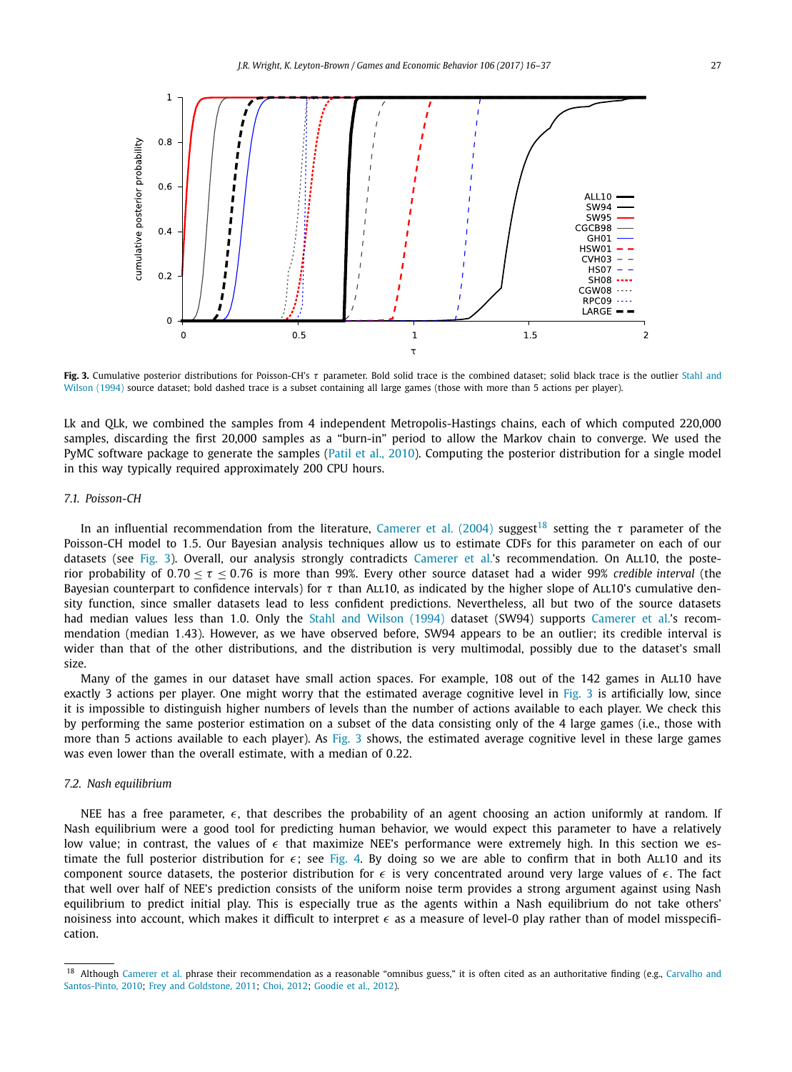Fig. 3. Cumulative posterior distributions for Poisson-CH's $\tau$ parameter. Bold solid trace is the combined dataset; solid black trace is the outlier Stahl and Wilson (1994) source dataset; bold dashed trace is a subset containing all large games (those with more than 5 actions per player).

Lk and QLk, we combined the samples from 4 independent Metropolis-Hastings chains, each of which computed 220,000 samples, discarding the first 20,000 samples as a "burn-in" period to allow the Markov chain to converge. We used the PyMC software package to generate the samples (Patil et al., 2010). Computing the posterior distribution for a single model in this way typically required approximately 200 CPU hours.

### 7.1. Poisson-CH

In an influential recommendation from the literature, Camerer et al. (2004) suggest[18] setting the $\tau$ parameter of the Poisson-CH model to 1.5. Our Bayesian analysis techniques allow us to estimate CDFs for this parameter on each of our datasets (see Fig. 3). Overall, our analysis strongly contradicts Camerer et al.'s recommendation. On ALL10, the posterior probability of $0.70 \leq \tau \leq 0.76$ is more than 99%. Every other source dataset had a wider 99% *credible interval* (the Bayesian counterpart to confidence intervals) for $\tau$ than ALL10, as indicated by the higher slope of ALL10's cumulative density function, since smaller datasets lead to less confident predictions. Nevertheless, all but two of the source datasets had median values less than 1.0. Only the Stahl and Wilson (1994) dataset (SW94) supports Camerer et al.'s recommendation (median 1.43). However, as we have observed before, SW94 appears to be an outlier; its credible interval is wider than that of the other distributions, and the distribution is very multimodal, possibly due to the dataset's small size.

Many of the games in our dataset have small action spaces. For example, 108 out of the 142 games in ALL10 have exactly 3 actions per player. One might worry that the estimated average cognitive level in Fig. 3 is artificially low, since it is impossible to distinguish higher numbers of levels than the number of actions available to each player. We check this by performing the same posterior estimation on a subset of the data consisting only of the 4 large games (i.e., those with more than 5 actions available to each player). As Fig. 3 shows, the estimated average cognitive level in these large games was even lower than the overall estimate, with a median of 0.22.

### 7.2. Nash equilibrium

NEE has a free parameter, $\epsilon$, that describes the probability of an agent choosing an action uniformly at random. If Nash equilibrium were a good tool for predicting human behavior, we would expect this parameter to have a relatively low value; in contrast, the values of $\epsilon$ that maximize NEE's performance were extremely high. In this section we estimate the full posterior distribution for $\epsilon$; see Fig. 4. By doing so we are able to confirm that in both ALL10 and its component source datasets, the posterior distribution for $\epsilon$ is very concentrated around very large values of $\epsilon$. The fact that well over half of NEE's prediction consists of the uniform noise term provides a strong argument against using Nash equilibrium to predict initial play. This is especially true as the agents within a Nash equilibrium do not take others' noisiness into account, which makes it difficult to interpret $\epsilon$ as a measure of level-0 play rather than of model misspecification.

[18] Although Camerer et al. phrase their recommendation as a reasonable "omnibus guess," it is often cited as an authoritative finding (e.g., Carvalho and Santos-Pinto, 2010; Frey and Goldstone, 2011; Choi, 2012; Goodie et al., 2012).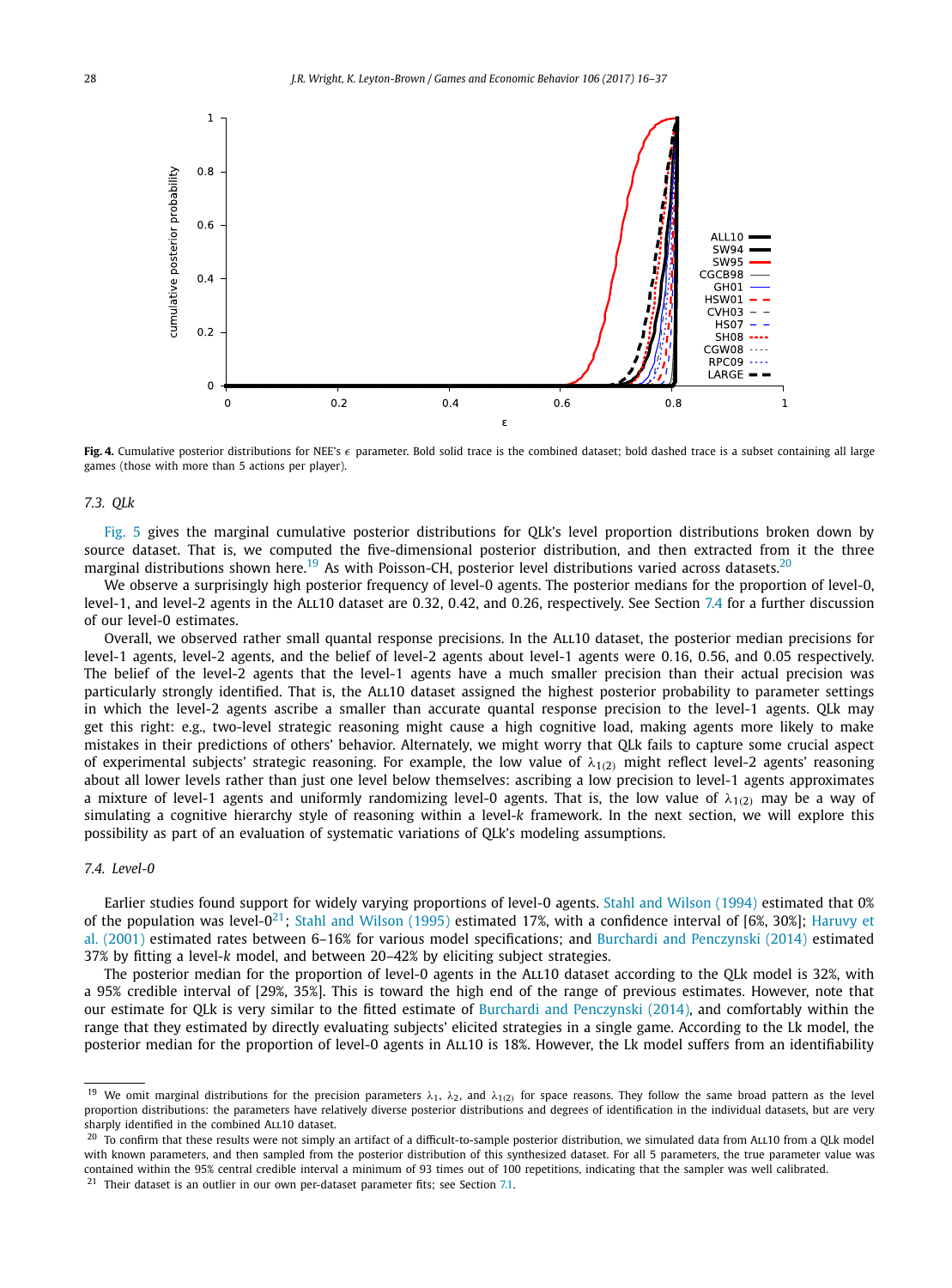**Fig. 4.** Cumulative posterior distributions for NEE's $\epsilon$ parameter. Bold solid trace is the combined dataset; bold dashed trace is a subset containing all large games (those with more than 5 actions per player).

### 7.3. QLk

Fig. 5 gives the marginal cumulative posterior distributions for QLk's level proportion distributions broken down by source dataset. That is, we computed the five-dimensional posterior distribution, and then extracted from it the three marginal distributions shown here.[19] As with Poisson-CH, posterior level distributions varied across datasets.[20]

We observe a surprisingly high posterior frequency of level-0 agents. The posterior medians for the proportion of level-0, level-1, and level-2 agents in the ALL10 dataset are 0.32, 0.42, and 0.26, respectively. See Section 7.4 for a further discussion of our level-0 estimates.

Overall, we observed rather small quantal response precisions. In the ALL10 dataset, the posterior median precisions for level-1 agents, level-2 agents, and the belief of level-2 agents about level-1 agents were 0.16, 0.56, and 0.05 respectively. The belief of the level-2 agents that the level-1 agents have a much smaller precision than their actual precision was particularly strongly identified. That is, the ALL10 dataset assigned the highest posterior probability to parameter settings in which the level-2 agents ascribe a smaller than accurate quantal response precision to the level-1 agents. QLk may get this right: e.g., two-level strategic reasoning might cause a high cognitive load, making agents more likely to make mistakes in their predictions of others' behavior. Alternately, we might worry that QLk fails to capture some crucial aspect of experimental subjects' strategic reasoning. For example, the low value of $\lambda_{1(2)}$ might reflect level-2 agents' reasoning about all lower levels rather than just one level below themselves: ascribing a low precision to level-1 agents approximates a mixture of level-1 agents and uniformly randomizing level-0 agents. That is, the low value of $\lambda_{1(2)}$ may be a way of simulating a cognitive hierarchy style of reasoning within a level-*k* framework. In the next section, we will explore this possibility as part of an evaluation of systematic variations of QLk's modeling assumptions.

### 7.4. Level-0

Earlier studies found support for widely varying proportions of level-0 agents. Stahl and Wilson (1994) estimated that 0% of the population was level-0[21]; Stahl and Wilson (1995) estimated 17%, with a confidence interval of [6%, 30%]; Haruvy et al. (2001) estimated rates between 6–16% for various model specifications; and Burchardi and Penczynski (2014) estimated 37% by fitting a level-*k* model, and between 20–42% by eliciting subject strategies.

The posterior median for the proportion of level-0 agents in the ALL10 dataset according to the QLk model is 32%, with a 95% credible interval of [29%, 35%]. This is toward the high end of the range of previous estimates. However, note that our estimate for QLk is very similar to the fitted estimate of Burchardi and Penczynski (2014), and comfortably within the range that they estimated by directly evaluating subjects' elicited strategies in a single game. According to the Lk model, the posterior median for the proportion of level-0 agents in ALL10 is 18%. However, the Lk model suffers from an identifiability

---

[19] We omit marginal distributions for the precision parameters $\lambda_1$, $\lambda_2$, and $\lambda_{1(2)}$ for space reasons. They follow the same broad pattern as the level proportion distributions: the parameters have relatively diverse posterior distributions and degrees of identification in the individual datasets, but are very sharply identified in the combined ALL10 dataset.

[20] To confirm that these results were not simply an artifact of a difficult-to-sample posterior distribution, we simulated data from ALL10 from a QLk model with known parameters, and then sampled from the posterior distribution of this synthesized dataset. For all 5 parameters, the true parameter value was contained within the 95% central credible interval a minimum of 93 times out of 100 repetitions, indicating that the sampler was well calibrated.

[21] Their dataset is an outlier in our own per-dataset parameter fits; see Section 7.1.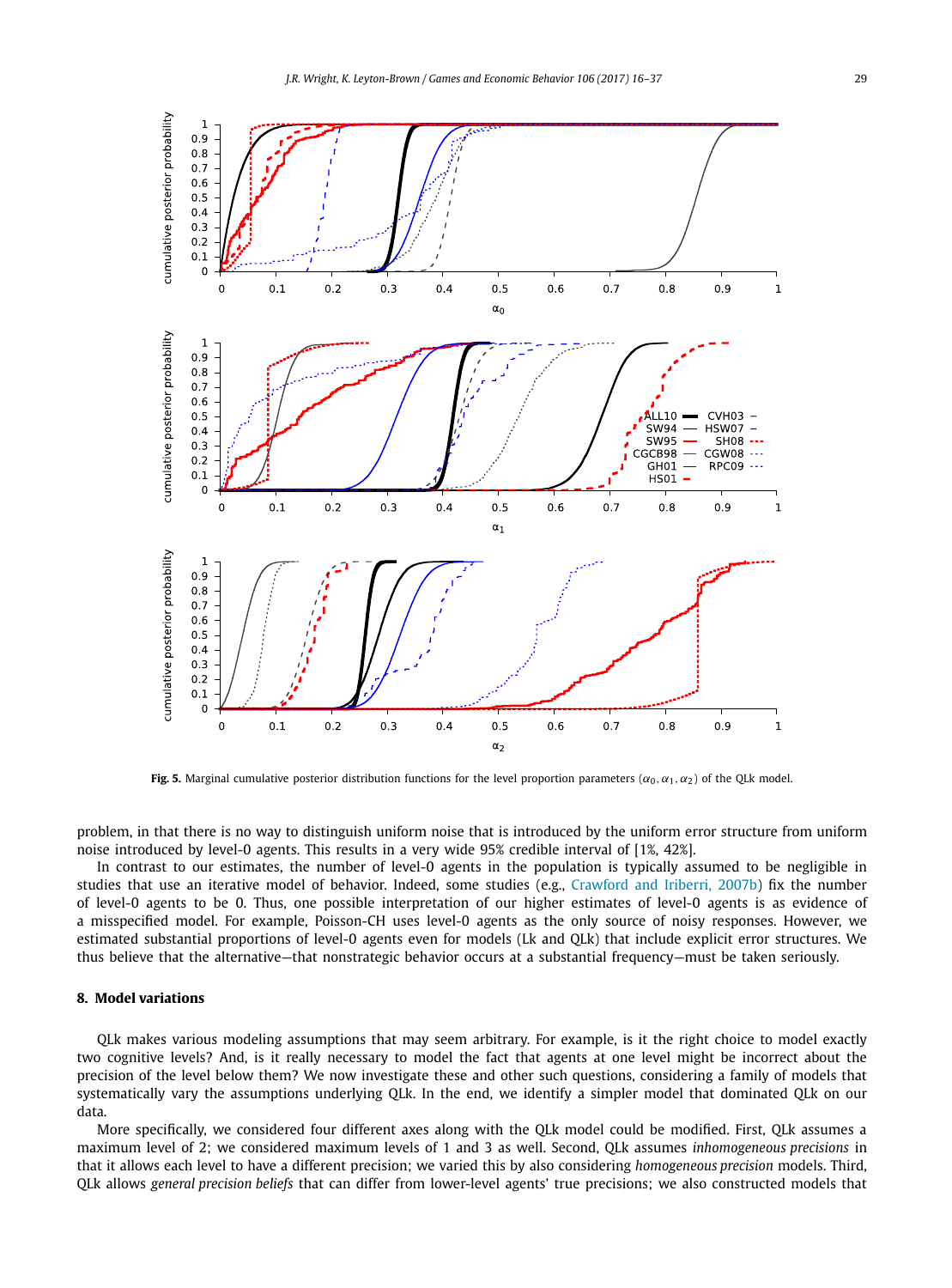**Fig. 5.** Marginal cumulative posterior distribution functions for the level proportion parameters $(\alpha_0, \alpha_1, \alpha_2)$ of the QLk model.

problem, in that there is no way to distinguish uniform noise that is introduced by the uniform error structure from uniform noise introduced by level-0 agents. This results in a very wide 95% credible interval of [1%, 42%].

In contrast to our estimates, the number of level-0 agents in the population is typically assumed to be negligible in studies that use an iterative model of behavior. Indeed, some studies (e.g., Crawford and Iriberri, 2007b) fix the number of level-0 agents to be 0. Thus, one possible interpretation of our higher estimates of level-0 agents is as evidence of a misspecified model. For example, Poisson-CH uses level-0 agents as the only source of noisy responses. However, we estimated substantial proportions of level-0 agents even for models (Lk and QLk) that include explicit error structures. We thus believe that the alternative—that nonstrategic behavior occurs at a substantial frequency—must be taken seriously.

## 8. Model variations

QLk makes various modeling assumptions that may seem arbitrary. For example, is it the right choice to model exactly two cognitive levels? And, is it really necessary to model the fact that agents at one level might be incorrect about the precision of the level below them? We now investigate these and other such questions, considering a family of models that systematically vary the assumptions underlying QLk. In the end, we identify a simpler model that dominated QLk on our data.

More specifically, we considered four different axes along with the QLk model could be modified. First, QLk assumes a maximum level of 2; we considered maximum levels of 1 and 3 as well. Second, QLk assumes *inhomogeneous precisions* in that it allows each level to have a different precision; we varied this by also considering *homogeneous precision* models. Third, QLk allows *general precision beliefs* that can differ from lower-level agents' true precisions; we also constructed models that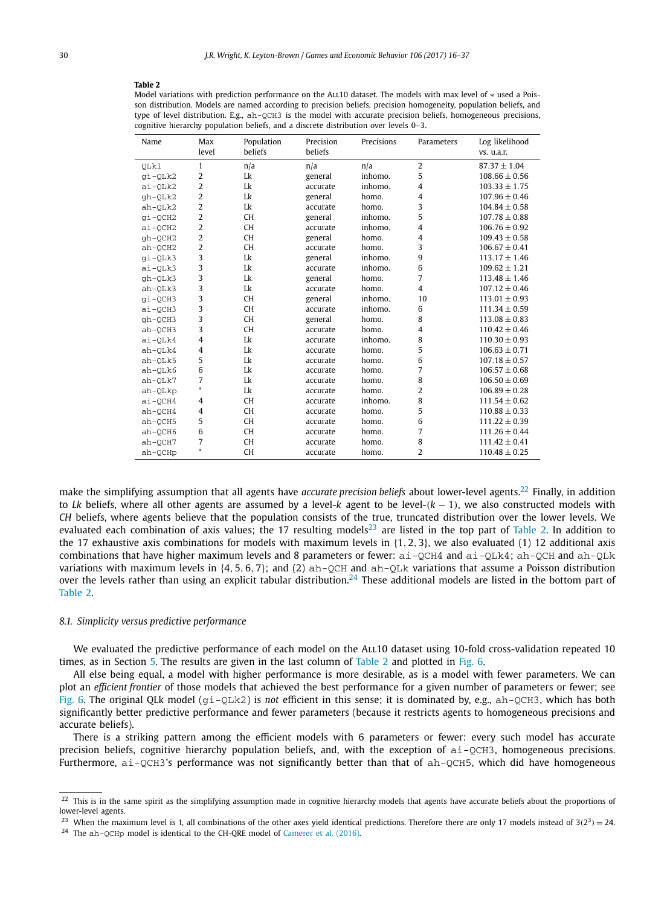**Table 2**
Model variations with prediction performance on the ALL10 dataset. The models with max level of ∗ used a Poisson distribution. Models are named according to precision beliefs, precision homogeneity, population beliefs, and type of level distribution. E.g., ah-QCH3 is the model with accurate precision beliefs, homogeneous precisions, cognitive hierarchy population beliefs, and a discrete distribution over levels 0–3.

| Name | Max level | Population beliefs | Precision beliefs | Precisions | Parameters | Log likelihood vs. u.a.r. |
|---|---|---|---|---|---|---|
| QLk1 | 1 | n/a | n/a | n/a | 2 | $87.37 \pm 1.04$ |
| gi-QLk2 | 2 | Lk | general | inhomo. | 5 | $108.66 \pm 0.56$ |
| ai-QLk2 | 2 | Lk | accurate | inhomo. | 4 | $103.33 \pm 1.75$ |
| gh-QLk2 | 2 | Lk | general | homo. | 4 | $107.96 \pm 0.46$ |
| ah-QLk2 | 2 | Lk | accurate | homo. | 3 | $104.84 \pm 0.58$ |
| gi-QCH2 | 2 | CH | general | inhomo. | 5 | $107.78 \pm 0.88$ |
| ai-QCH2 | 2 | CH | accurate | inhomo. | 4 | $106.76 \pm 0.92$ |
| gh-QCH2 | 2 | CH | general | homo. | 4 | $109.43 \pm 0.58$ |
| ah-QCH2 | 2 | CH | accurate | homo. | 3 | $106.67 \pm 0.41$ |
| gi-QLk3 | 3 | Lk | general | inhomo. | 9 | $113.17 \pm 1.46$ |
| ai-QLk3 | 3 | Lk | accurate | inhomo. | 6 | $109.62 \pm 1.21$ |
| gh-QLk3 | 3 | Lk | general | homo. | 7 | $113.48 \pm 1.46$ |
| ah-QLk3 | 3 | Lk | accurate | homo. | 4 | $107.12 \pm 0.46$ |
| gi-QCH3 | 3 | CH | general | inhomo. | 10 | $113.01 \pm 0.93$ |
| ai-QCH3 | 3 | CH | accurate | inhomo. | 6 | $111.34 \pm 0.59$ |
| gh-QCH3 | 3 | CH | general | homo. | 8 | $113.08 \pm 0.83$ |
| ah-QCH3 | 3 | CH | accurate | homo. | 4 | $110.42 \pm 0.46$ |
| ai-QLk4 | 4 | Lk | accurate | inhomo. | 8 | $110.30 \pm 0.93$ |
| ah-QLk4 | 4 | Lk | accurate | homo. | 5 | $106.63 \pm 0.71$ |
| ah-QLk5 | 5 | Lk | accurate | homo. | 6 | $107.18 \pm 0.57$ |
| ah-QLk6 | 6 | Lk | accurate | homo. | 7 | $106.57 \pm 0.68$ |
| ah-QLk7 | 7 | Lk | accurate | homo. | 8 | $106.50 \pm 0.69$ |
| ah-QLkp | * | Lk | accurate | homo. | 2 | $106.89 \pm 0.28$ |
| ai-QCH4 | 4 | CH | accurate | inhomo. | 8 | $111.54 \pm 0.62$ |
| ah-QCH4 | 4 | CH | accurate | homo. | 5 | $110.88 \pm 0.33$ |
| ah-QCH5 | 5 | CH | accurate | homo. | 6 | $111.22 \pm 0.39$ |
| ah-QCH6 | 6 | CH | accurate | homo. | 7 | $111.26 \pm 0.44$ |
| ah-QCH7 | 7 | CH | accurate | homo. | 8 | $111.42 \pm 0.41$ |
| ah-QCHp | * | CH | accurate | homo. | 2 | $110.48 \pm 0.25$ |

make the simplifying assumption that all agents have *accurate precision beliefs* about lower-level agents.[22] Finally, in addition to *Lk* beliefs, where all other agents are assumed by a level-$k$ agent to be level-$(k-1)$, we also constructed models with *CH* beliefs, where agents believe that the population consists of the true, truncated distribution over the lower levels. We evaluated each combination of axis values; the 17 resulting models[23] are listed in the top part of Table 2. In addition to the 17 exhaustive axis combinations for models with maximum levels in $\{1, 2, 3\}$, we also evaluated (1) 12 additional axis combinations that have higher maximum levels and 8 parameters or fewer: ai-QCH4 and ai-QLk4; ah-QCH and ah-QLk variations with maximum levels in $\{4, 5, 6, 7\}$; and (2) ah-QCH and ah-QLk variations that assume a Poisson distribution over the levels rather than using an explicit tabular distribution.[24] These additional models are listed in the bottom part of Table 2.

### 8.1. Simplicity versus predictive performance

We evaluated the predictive performance of each model on the ALL10 dataset using 10-fold cross-validation repeated 10 times, as in Section 5. The results are given in the last column of Table 2 and plotted in Fig. 6.

All else being equal, a model with higher performance is more desirable, as is a model with fewer parameters. We can plot an *efficient frontier* of those models that achieved the best performance for a given number of parameters or fewer; see Fig. 6. The original QLk model (gi-QLk2) is *not* efficient in this sense; it is dominated by, e.g., ah-QCH3, which has both significantly better predictive performance and fewer parameters (because it restricts agents to homogeneous precisions and accurate beliefs).

There is a striking pattern among the efficient models with 6 parameters or fewer: every such model has accurate precision beliefs, cognitive hierarchy population beliefs, and, with the exception of ai-QCH3, homogeneous precisions. Furthermore, ai-QCH3's performance was not significantly better than that of ah-QCH5, which did have homogeneous

[22] This is in the same spirit as the simplifying assumption made in cognitive hierarchy models that agents have accurate beliefs about the proportions of lower-level agents.

[23] When the maximum level is 1, all combinations of the other axes yield identical predictions. Therefore there are only 17 models instead of $3(2^3) = 24$.

[24] The ah-QCHp model is identical to the CH-QRE model of Camerer et al. (2016).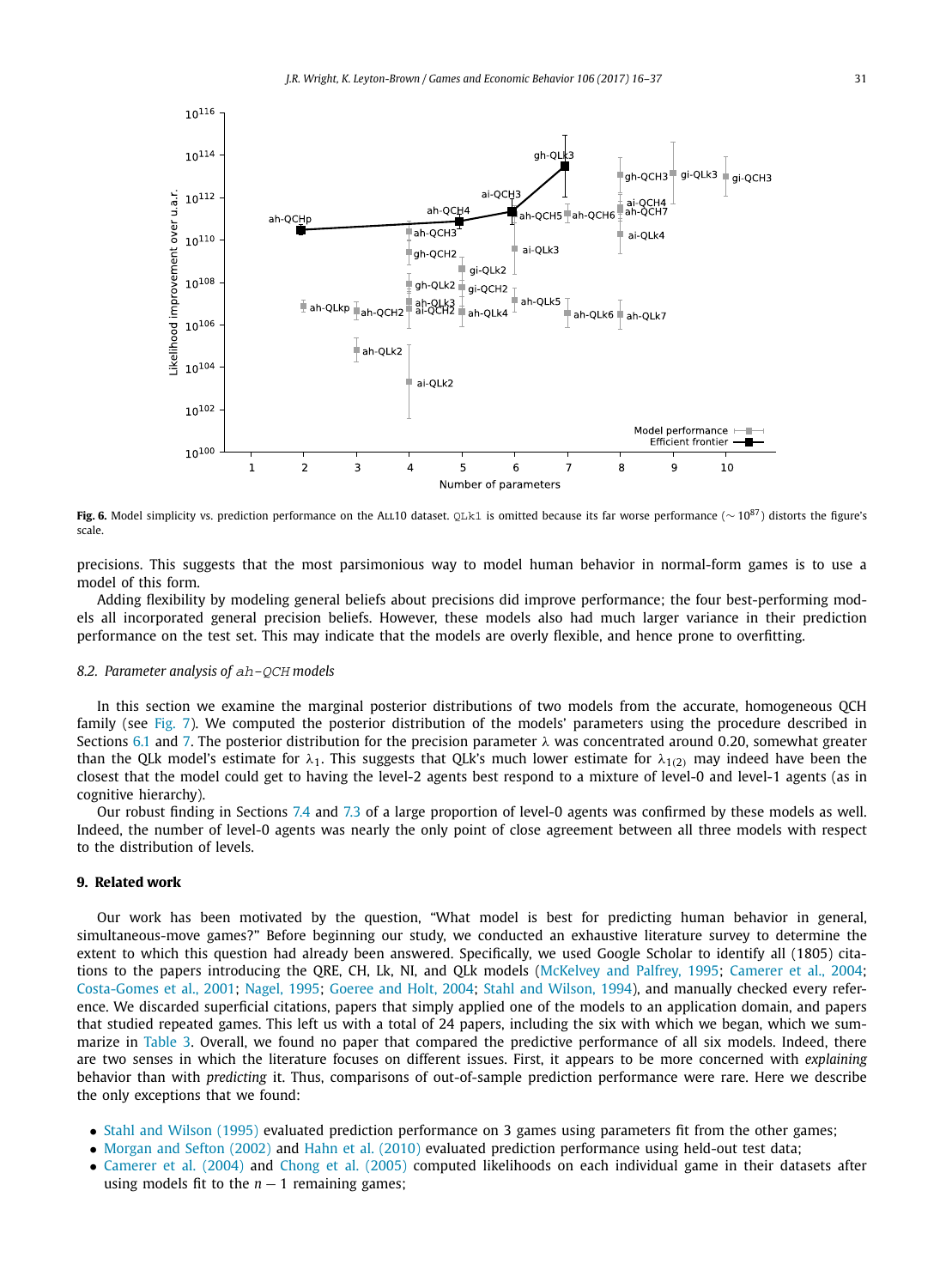Fig. 6. Model simplicity vs. prediction performance on the ALL10 dataset. QLk1 is omitted because its far worse performance ($\sim 10^{87}$) distorts the figure's scale.

precisions. This suggests that the most parsimonious way to model human behavior in normal-form games is to use a model of this form.

Adding flexibility by modeling general beliefs about precisions did improve performance; the four best-performing models all incorporated general precision beliefs. However, these models also had much larger variance in their prediction performance on the test set. This may indicate that the models are overly flexible, and hence prone to overfitting.

### 8.2. Parameter analysis of ah-QCH models

In this section we examine the marginal posterior distributions of two models from the accurate, homogeneous QCH family (see Fig. 7). We computed the posterior distribution of the models' parameters using the procedure described in Sections 6.1 and 7. The posterior distribution for the precision parameter $\lambda$ was concentrated around 0.20, somewhat greater than the QLk model's estimate for $\lambda_1$. This suggests that QLk's much lower estimate for $\lambda_{1(2)}$ may indeed have been the closest that the model could get to having the level-2 agents best respond to a mixture of level-0 and level-1 agents (as in cognitive hierarchy).

Our robust finding in Sections 7.4 and 7.3 of a large proportion of level-0 agents was confirmed by these models as well. Indeed, the number of level-0 agents was nearly the only point of close agreement between all three models with respect to the distribution of levels.

## 9. Related work

Our work has been motivated by the question, "What model is best for predicting human behavior in general, simultaneous-move games?" Before beginning our study, we conducted an exhaustive literature survey to determine the extent to which this question had already been answered. Specifically, we used Google Scholar to identify all (1805) citations to the papers introducing the QRE, CH, Lk, NI, and QLk models (McKelvey and Palfrey, 1995; Camerer et al., 2004; Costa-Gomes et al., 2001; Nagel, 1995; Goeree and Holt, 2004; Stahl and Wilson, 1994), and manually checked every reference. We discarded superficial citations, papers that simply applied one of the models to an application domain, and papers that studied repeated games. This left us with a total of 24 papers, including the six with which we began, which we summarize in Table 3. Overall, we found no paper that compared the predictive performance of all six models. Indeed, there are two senses in which the literature focuses on different issues. First, it appears to be more concerned with *explaining* behavior than with *predicting* it. Thus, comparisons of out-of-sample prediction performance were rare. Here we describe the only exceptions that we found:

- Stahl and Wilson (1995) evaluated prediction performance on 3 games using parameters fit from the other games;
- Morgan and Sefton (2002) and Hahn et al. (2010) evaluated prediction performance using held-out test data;
- Camerer et al. (2004) and Chong et al. (2005) computed likelihoods on each individual game in their datasets after using models fit to the $n-1$ remaining games;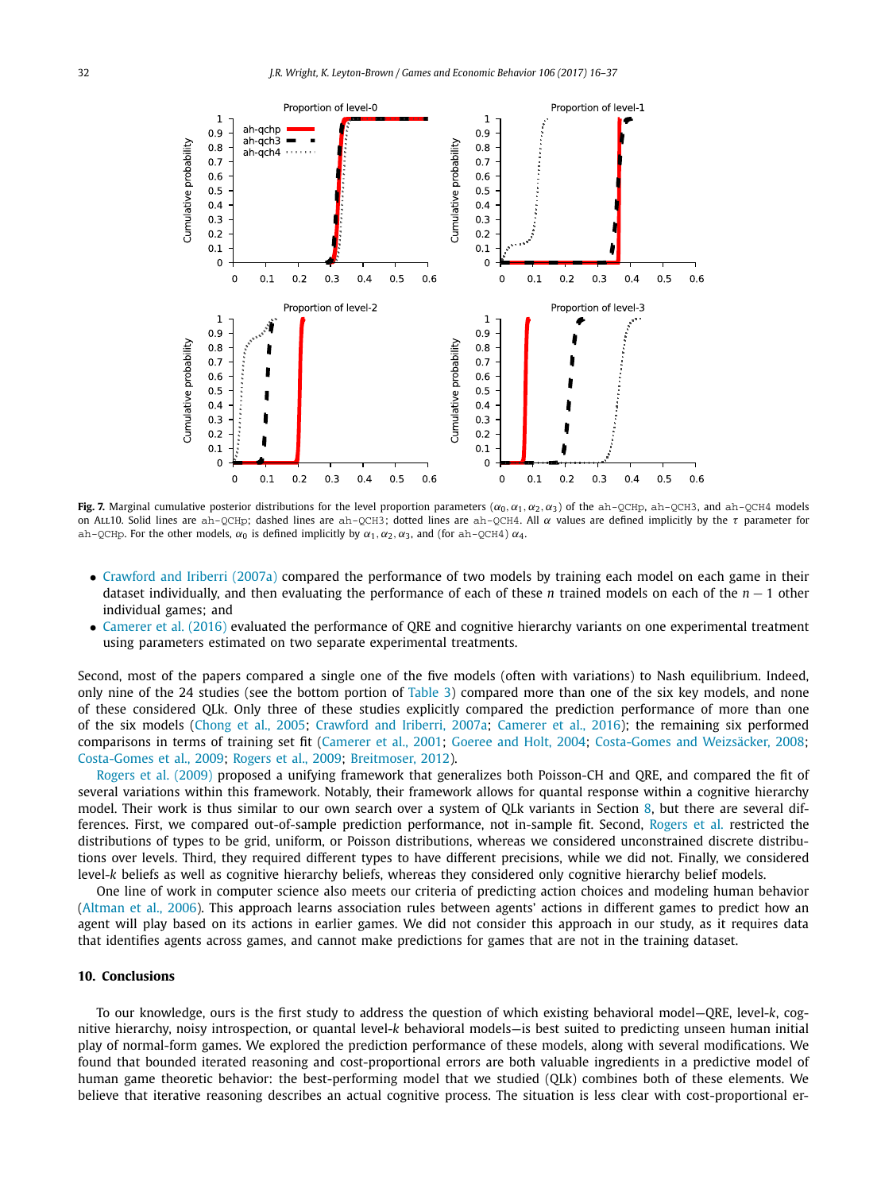Fig. 7. Marginal cumulative posterior distributions for the level proportion parameters $(\alpha_0, \alpha_1, \alpha_2, \alpha_3)$ of the ah-QCHp, ah-QCH3, and ah-QCH4 models on ALL10. Solid lines are ah-QCHp; dashed lines are ah-QCH3; dotted lines are ah-QCH4. All $\alpha$ values are defined implicitly by the $\tau$ parameter for ah-QCHp. For the other models, $\alpha_0$ is defined implicitly by $\alpha_1, \alpha_2, \alpha_3$, and (for ah-QCH4) $\alpha_4$.

- Crawford and Iriberri (2007a) compared the performance of two models by training each model on each game in their dataset individually, and then evaluating the performance of each of these $n$ trained models on each of the $n - 1$ other individual games; and
- Camerer et al. (2016) evaluated the performance of QRE and cognitive hierarchy variants on one experimental treatment using parameters estimated on two separate experimental treatments.

Second, most of the papers compared a single one of the five models (often with variations) to Nash equilibrium. Indeed, only nine of the 24 studies (see the bottom portion of Table 3) compared more than one of the six key models, and none of these considered QLk. Only three of these studies explicitly compared the prediction performance of more than one of the six models (Chong et al., 2005; Crawford and Iriberri, 2007a; Camerer et al., 2016); the remaining six performed comparisons in terms of training set fit (Camerer et al., 2001; Goeree and Holt, 2004; Costa-Gomes and Weizsäcker, 2008; Costa-Gomes et al., 2009; Rogers et al., 2009; Breitmoser, 2012).

Rogers et al. (2009) proposed a unifying framework that generalizes both Poisson-CH and QRE, and compared the fit of several variations within this framework. Notably, their framework allows for quantal response within a cognitive hierarchy model. Their work is thus similar to our own search over a system of QLk variants in Section 8, but there are several differences. First, we compared out-of-sample prediction performance, not in-sample fit. Second, Rogers et al. restricted the distributions of types to be grid, uniform, or Poisson distributions, whereas we considered unconstrained discrete distributions over levels. Third, they required different types to have different precisions, while we did not. Finally, we considered level-$k$ beliefs as well as cognitive hierarchy beliefs, whereas they considered only cognitive hierarchy belief models.

One line of work in computer science also meets our criteria of predicting action choices and modeling human behavior (Altman et al., 2006). This approach learns association rules between agents' actions in different games to predict how an agent will play based on its actions in earlier games. We did not consider this approach in our study, as it requires data that identifies agents across games, and cannot make predictions for games that are not in the training dataset.

## 10. Conclusions

To our knowledge, ours is the first study to address the question of which existing behavioral model—QRE, level-$k$, cognitive hierarchy, noisy introspection, or quantal level-$k$ behavioral models—is best suited to predicting unseen human initial play of normal-form games. We explored the prediction performance of these models, along with several modifications. We found that bounded iterated reasoning and cost-proportional errors are both valuable ingredients in a predictive model of human game theoretic behavior: the best-performing model that we studied (QLk) combines both of these elements. We believe that iterative reasoning describes an actual cognitive process. The situation is less clear with cost-proportional er-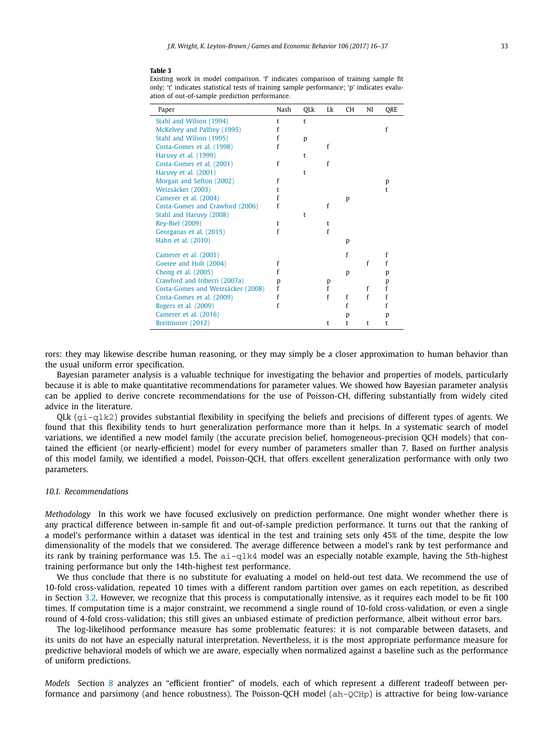**Table 3**
Existing work in model comparison. 'f' indicates comparison of training sample fit only; 't' indicates statistical tests of training sample performance; 'p' indicates evaluation of out-of-sample prediction performance.

| Paper | Nash | QLk | Lk | CH | NI | QRE |
|---|---|---|---|---|---|---|
| Stahl and Wilson (1994) | t | t | | | | |
| McKelvey and Palfrey (1995) | f | | | | | f |
| Stahl and Wilson (1995) | f | p | | | | |
| Costa-Gomes et al. (1998) | f | | f | | | |
| Haruvy et al. (1999) | | t | | | | |
| Costa-Gomes et al. (2001) | f | | f | | | |
| Haruvy et al. (2001) | | t | | | | |
| Morgan and Sefton (2002) | f | | | | | p |
| Weizsäcker (2003) | t | | | | | t |
| Camerer et al. (2004) | f | | | p | | |
| Costa-Gomes and Crawford (2006) | f | | f | | | |
| Stahl and Haruvy (2008) | | t | | | | |
| Rey-Biel (2009) | t | | t | | | |
| Georganas et al. (2015) | f | | f | | | |
| Hahn et al. (2010) | | | | p | | |
| Camerer et al. (2001) | | | | f | | f |
| Goeree and Holt (2004) | f | | | | f | f |
| Chong et al. (2005) | f | | | p | | p |
| Crawford and Iriberri (2007a) | p | | p | | | p |
| Costa-Gomes and Weizsäcker (2008) | f | | f | | f | f |
| Costa-Gomes et al. (2009) | f | | f | f | f | f |
| Rogers et al. (2009) | f | | | f | | f |
| Camerer et al. (2016) | | | | p | | p |
| Breitmoser (2012) | | | t | t | t | t |

rors: they may likewise describe human reasoning, or they may simply be a closer approximation to human behavior than the usual uniform error specification.

Bayesian parameter analysis is a valuable technique for investigating the behavior and properties of models, particularly because it is able to make quantitative recommendations for parameter values. We showed how Bayesian parameter analysis can be applied to derive concrete recommendations for the use of Poisson-CH, differing substantially from widely cited advice in the literature.

QLk (gi-qlk2) provides substantial flexibility in specifying the beliefs and precisions of different types of agents. We found that this flexibility tends to hurt generalization performance more than it helps. In a systematic search of model variations, we identified a new model family (the accurate precision belief, homogeneous-precision QCH models) that contained the efficient (or nearly-efficient) model for every number of parameters smaller than 7. Based on further analysis of this model family, we identified a model, Poisson-QCH, that offers excellent generalization performance with only two parameters.

### 10.1. Recommendations

*Methodology* In this work we have focused exclusively on prediction performance. One might wonder whether there is any practical difference between in-sample fit and out-of-sample prediction performance. It turns out that the ranking of a model's performance within a dataset was identical in the test and training sets only 45% of the time, despite the low dimensionality of the models that we considered. The average difference between a model's rank by test performance and its rank by training performance was 1.5. The ai-qlk4 model was an especially notable example, having the 5th-highest training performance but only the 14th-highest test performance.

We thus conclude that there is no substitute for evaluating a model on held-out test data. We recommend the use of 10-fold cross-validation, repeated 10 times with a different random partition over games on each repetition, as described in Section 3.2. However, we recognize that this process is computationally intensive, as it requires each model to be fit 100 times. If computation time is a major constraint, we recommend a single round of 10-fold cross-validation, or even a single round of 4-fold cross-validation; this still gives an unbiased estimate of prediction performance, albeit without error bars.

The log-likelihood performance measure has some problematic features: it is not comparable between datasets, and its units do not have an especially natural interpretation. Nevertheless, it is the most appropriate performance measure for predictive behavioral models of which we are aware, especially when normalized against a baseline such as the performance of uniform predictions.

*Models* Section 8 analyzes an "efficient frontier" of models, each of which represent a different tradeoff between performance and parsimony (and hence robustness). The Poisson-QCH model (ah-QCHp) is attractive for being low-variance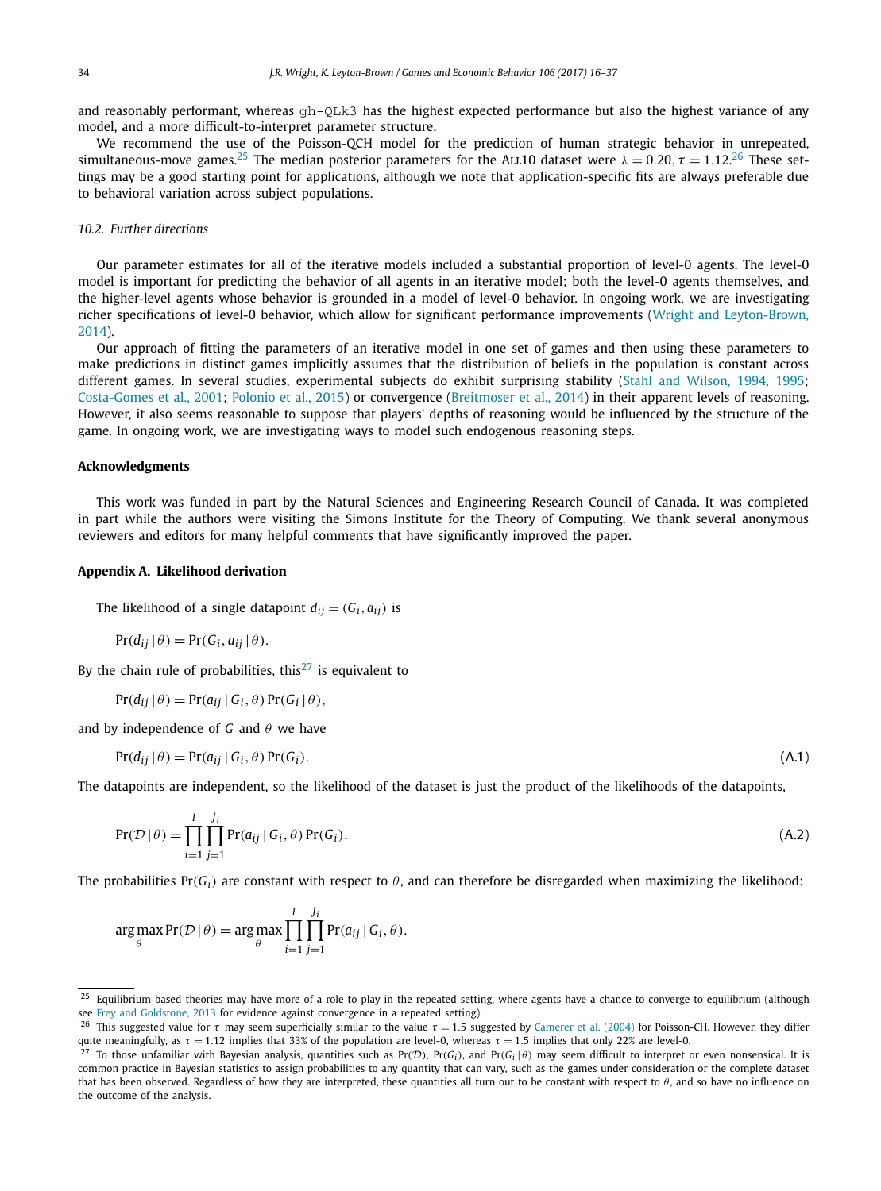and reasonably performant, whereas gh-QLk3 has the highest expected performance but also the highest variance of any model, and a more difficult-to-interpret parameter structure.

We recommend the use of the Poisson-QCH model for the prediction of human strategic behavior in unrepeated, simultaneous-move games.[25] The median posterior parameters for the ALL10 dataset were $\lambda = 0.20$, $\tau = 1.12$.[26] These settings may be a good starting point for applications, although we note that application-specific fits are always preferable due to behavioral variation across subject populations.

### 10.2. Further directions

Our parameter estimates for all of the iterative models included a substantial proportion of level-0 agents. The level-0 model is important for predicting the behavior of all agents in an iterative model; both the level-0 agents themselves, and the higher-level agents whose behavior is grounded in a model of level-0 behavior. In ongoing work, we are investigating richer specifications of level-0 behavior, which allow for significant performance improvements (Wright and Leyton-Brown, 2014).

Our approach of fitting the parameters of an iterative model in one set of games and then using these parameters to make predictions in distinct games implicitly assumes that the distribution of beliefs in the population is constant across different games. In several studies, experimental subjects do exhibit surprising stability (Stahl and Wilson, 1994, 1995; Costa-Gomes et al., 2001; Polonio et al., 2015) or convergence (Breitmoser et al., 2014) in their apparent levels of reasoning. However, it also seems reasonable to suppose that players' depths of reasoning would be influenced by the structure of the game. In ongoing work, we are investigating ways to model such endogenous reasoning steps.

## Acknowledgments

This work was funded in part by the Natural Sciences and Engineering Research Council of Canada. It was completed in part while the authors were visiting the Simons Institute for the Theory of Computing. We thank several anonymous reviewers and editors for many helpful comments that have significantly improved the paper.

## Appendix A. Likelihood derivation

The likelihood of a single datapoint $d_{ij} = (G_i, a_{ij})$ is

$$\Pr(d_{ij} \mid \theta) = \Pr(G_i, a_{ij} \mid \theta).$$

By the chain rule of probabilities, this[27] is equivalent to

$$\Pr(d_{ij} \mid \theta) = \Pr(a_{ij} \mid G_i, \theta) \Pr(G_i \mid \theta),$$

and by independence of $G$ and $\theta$ we have

$$\Pr(d_{ij} \mid \theta) = \Pr(a_{ij} \mid G_i, \theta) \Pr(G_i). \tag{A.1}$$

The datapoints are independent, so the likelihood of the dataset is just the product of the likelihoods of the datapoints,

$$\Pr(\mathcal{D} \mid \theta) = \prod_{i=1}^{I} \prod_{j=1}^{J_i} \Pr(a_{ij} \mid G_i, \theta) \Pr(G_i). \tag{A.2}$$

The probabilities $\Pr(G_i)$ are constant with respect to $\theta$, and can therefore be disregarded when maximizing the likelihood:

$$\arg\max_{\theta} \Pr(\mathcal{D} \mid \theta) = \arg\max_{\theta} \prod_{i=1}^{I} \prod_{j=1}^{J_i} \Pr(a_{ij} \mid G_i, \theta).$$

---

[25] Equilibrium-based theories may have more of a role to play in the repeated setting, where agents have a chance to converge to equilibrium (although see Frey and Goldstone, 2013 for evidence against convergence in a repeated setting).

[26] This suggested value for $\tau$ may seem superficially similar to the value $\tau = 1.5$ suggested by Camerer et al. (2004) for Poisson-CH. However, they differ quite meaningfully, as $\tau = 1.12$ implies that 33% of the population are level-0, whereas $\tau = 1.5$ implies that only 22% are level-0.

[27] To those unfamiliar with Bayesian analysis, quantities such as $\Pr(\mathcal{D})$, $\Pr(G_i)$, and $\Pr(G_i \mid \theta)$ may seem difficult to interpret or even nonsensical. It is common practice in Bayesian statistics to assign probabilities to any quantity that can vary, such as the games under consideration or the complete dataset that has been observed. Regardless of how they are interpreted, these quantities all turn out to be constant with respect to $\theta$, and so have no influence on the outcome of the analysis.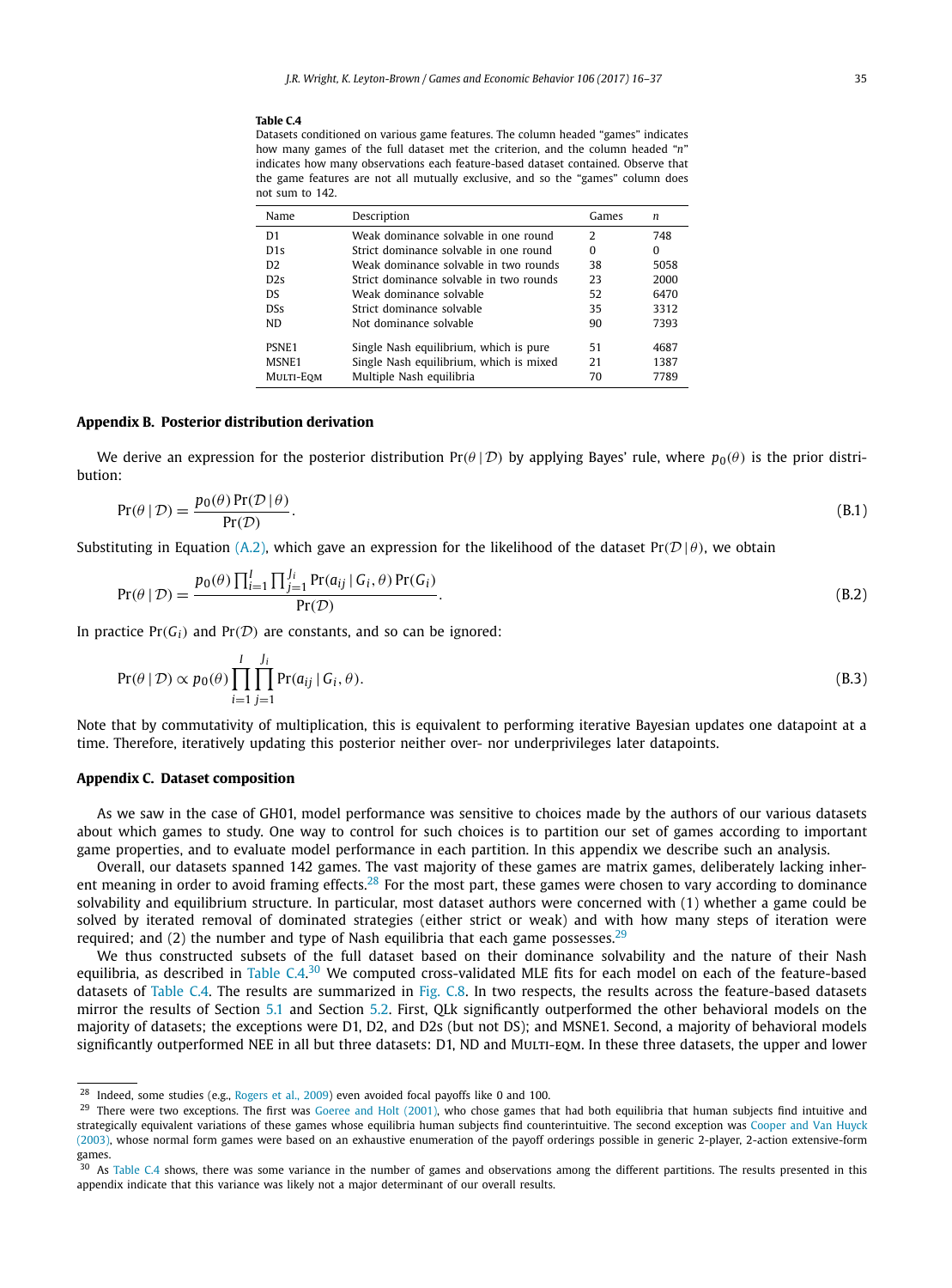**Table C.4**

Datasets conditioned on various game features. The column headed "games" indicates how many games of the full dataset met the criterion, and the column headed "*n*" indicates how many observations each feature-based dataset contained. Observe that the game features are not all mutually exclusive, and so the "games" column does not sum to 142.

| Name | Description | Games | $n$ |
|---|---|---|---|
| D1 | Weak dominance solvable in one round | 2 | 748 |
| D1s | Strict dominance solvable in one round | 0 | 0 |
| D2 | Weak dominance solvable in two rounds | 38 | 5058 |
| D2s | Strict dominance solvable in two rounds | 23 | 2000 |
| DS | Weak dominance solvable | 52 | 6470 |
| DSs | Strict dominance solvable | 35 | 3312 |
| ND | Not dominance solvable | 90 | 7393 |
| PSNE1 | Single Nash equilibrium, which is pure | 51 | 4687 |
| MSNE1 | Single Nash equilibrium, which is mixed | 21 | 1387 |
| Multi-Eqm | Multiple Nash equilibria | 70 | 7789 |

## Appendix B. Posterior distribution derivation

We derive an expression for the posterior distribution $\Pr(\theta \mid \mathcal{D})$ by applying Bayes' rule, where $p_0(\theta)$ is the prior distribution:

$$\Pr(\theta \mid \mathcal{D}) = \frac{p_0(\theta)\Pr(\mathcal{D} \mid \theta)}{\Pr(\mathcal{D})}. \tag{B.1}$$

Substituting in Equation (A.2), which gave an expression for the likelihood of the dataset $\Pr(\mathcal{D} \mid \theta)$, we obtain

$$\Pr(\theta \mid \mathcal{D}) = \frac{p_0(\theta)\prod_{i=1}^{I}\prod_{j=1}^{J_i}\Pr(a_{ij} \mid G_i, \theta)\Pr(G_i)}{\Pr(\mathcal{D})}. \tag{B.2}$$

In practice $\Pr(G_i)$ and $\Pr(\mathcal{D})$ are constants, and so can be ignored:

$$\Pr(\theta \mid \mathcal{D}) \propto p_0(\theta)\prod_{i=1}^{I}\prod_{j=1}^{J_i}\Pr(a_{ij} \mid G_i, \theta). \tag{B.3}$$

Note that by commutativity of multiplication, this is equivalent to performing iterative Bayesian updates one datapoint at a time. Therefore, iteratively updating this posterior neither over- nor underprivileges later datapoints.

## Appendix C. Dataset composition

As we saw in the case of GH01, model performance was sensitive to choices made by the authors of our various datasets about which games to study. One way to control for such choices is to partition our set of games according to important game properties, and to evaluate model performance in each partition. In this appendix we describe such an analysis.

Overall, our datasets spanned 142 games. The vast majority of these games are matrix games, deliberately lacking inherent meaning in order to avoid framing effects.[28] For the most part, these games were chosen to vary according to dominance solvability and equilibrium structure. In particular, most dataset authors were concerned with (1) whether a game could be solved by iterated removal of dominated strategies (either strict or weak) and with how many steps of iteration were required; and (2) the number and type of Nash equilibria that each game possesses.[29]

We thus constructed subsets of the full dataset based on their dominance solvability and the nature of their Nash equilibria, as described in Table C.4.[30] We computed cross-validated MLE fits for each model on each of the feature-based datasets of Table C.4. The results are summarized in Fig. C.8. In two respects, the results across the feature-based datasets mirror the results of Section 5.1 and Section 5.2. First, QLk significantly outperformed the other behavioral models on the majority of datasets; the exceptions were D1, D2, and D2s (but not DS); and MSNE1. Second, a majority of behavioral models significantly outperformed NEE in all but three datasets: D1, ND and Multi-eqm. In these three datasets, the upper and lower

[28] Indeed, some studies (e.g., Rogers et al., 2009) even avoided focal payoffs like 0 and 100.

[29] There were two exceptions. The first was Goeree and Holt (2001), who chose games that had both equilibria that human subjects find intuitive and strategically equivalent variations of these games whose equilibria human subjects find counterintuitive. The second exception was Cooper and Van Huyck (2003), whose normal form games were based on an exhaustive enumeration of the payoff orderings possible in generic 2-player, 2-action extensive-form games.

[30] As Table C.4 shows, there was some variance in the number of games and observations among the different partitions. The results presented in this appendix indicate that this variance was likely not a major determinant of our overall results.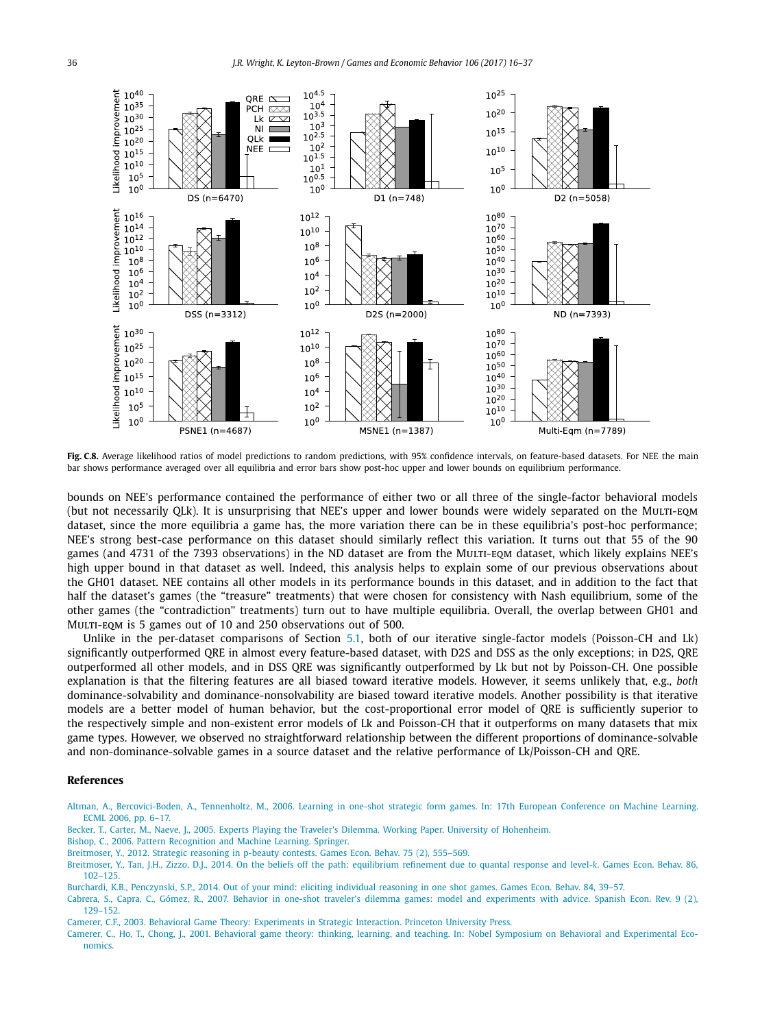**Fig. C.8.** Average likelihood ratios of model predictions to random predictions, with 95% confidence intervals, on feature-based datasets. For NEE the main bar shows performance averaged over all equilibria and error bars show post-hoc upper and lower bounds on equilibrium performance.

bounds on NEE's performance contained the performance of either two or all three of the single-factor behavioral models (but not necessarily QLk). It is unsurprising that NEE's upper and lower bounds were widely separated on the MULTI-EQM dataset, since the more equilibria a game has, the more variation there can be in these equilibria's post-hoc performance; NEE's strong best-case performance on this dataset should similarly reflect this variation. It turns out that 55 of the 90 games (and 4731 of the 7393 observations) in the ND dataset are from the MULTI-EQM dataset, which likely explains NEE's high upper bound in that dataset as well. Indeed, this analysis helps to explain some of our previous observations about the GH01 dataset. NEE contains all other models in its performance bounds in this dataset, and in addition to the fact that half the dataset's games (the "treasure" treatments) that were chosen for consistency with Nash equilibrium, some of the other games (the "contradiction" treatments) turn out to have multiple equilibria. Overall, the overlap between GH01 and MULTI-EQM is 5 games out of 10 and 250 observations out of 500.

Unlike in the per-dataset comparisons of Section 5.1, both of our iterative single-factor models (Poisson-CH and Lk) significantly outperformed QRE in almost every feature-based dataset, with D2S and DSS as the only exceptions; in D2S, QRE outperformed all other models, and in DSS QRE was significantly outperformed by Lk but not by Poisson-CH. One possible explanation is that the filtering features are all biased toward iterative models. However, it seems unlikely that, e.g., *both* dominance-solvability and dominance-nonsolvability are biased toward iterative models. Another possibility is that iterative models are a better model of human behavior, but the cost-proportional error model of QRE is sufficiently superior to the respectively simple and non-existent error models of Lk and Poisson-CH that it outperforms on many datasets that mix game types. However, we observed no straightforward relationship between the different proportions of dominance-solvable and non-dominance-solvable games in a source dataset and the relative performance of Lk/Poisson-CH and QRE.

## References

Altman, A., Bercovici-Boden, A., Tennenholtz, M., 2006. Learning in one-shot strategic form games. In: 17th European Conference on Machine Learning. ECML 2006, pp. 6–17.

Becker, T., Carter, M., Naeve, J., 2005. Experts Playing the Traveler's Dilemma. Working Paper. University of Hohenheim.

Bishop, C., 2006. Pattern Recognition and Machine Learning. Springer.

Breitmoser, Y., 2012. Strategic reasoning in p-beauty contests. Games Econ. Behav. 75 (2), 555–569.

Breitmoser, Y., Tan, J.H., Zizzo, D.J., 2014. On the beliefs off the path: equilibrium refinement due to quantal response and level-*k*. Games Econ. Behav. 86, 102–125.

Burchardi, K.B., Penczynski, S.P., 2014. Out of your mind: eliciting individual reasoning in one shot games. Games Econ. Behav. 84, 39–57.

Cabrera, S., Capra, C., Gómez, R., 2007. Behavior in one-shot traveler's dilemma games: model and experiments with advice. Spanish Econ. Rev. 9 (2), 129–152.

Camerer, C.F., 2003. Behavioral Game Theory: Experiments in Strategic Interaction. Princeton University Press.

Camerer, C., Ho, T., Chong, J., 2001. Behavioral game theory: thinking, learning, and teaching. In: Nobel Symposium on Behavioral and Experimental Economics.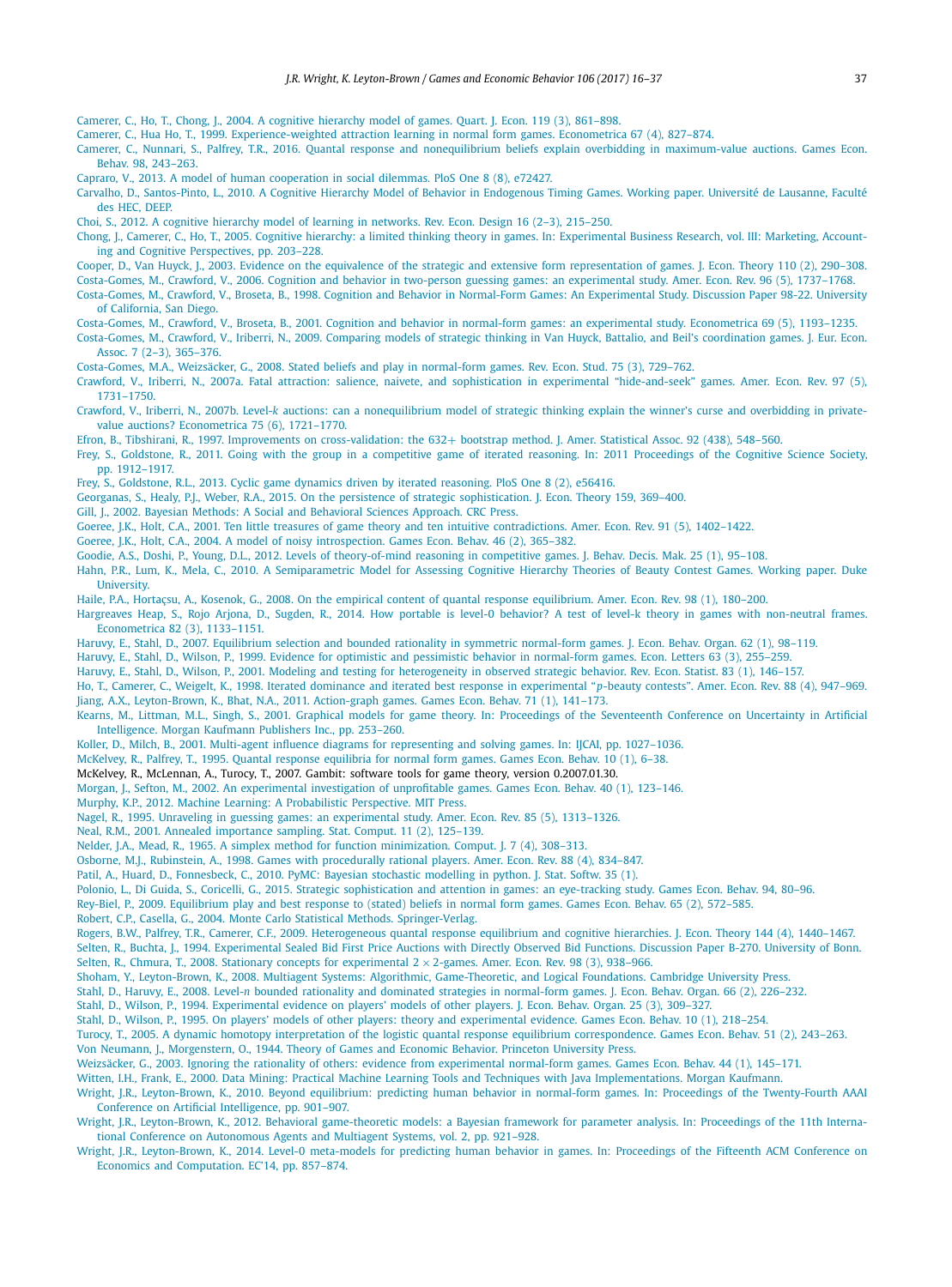Camerer, C., Ho, T., Chong, J., 2004. A cognitive hierarchy model of games. Quart. J. Econ. 119 (3), 861–898.

Camerer, C., Hua Ho, T., 1999. Experience-weighted attraction learning in normal form games. Econometrica 67 (4), 827–874.

Camerer, C., Nunnari, S., Palfrey, T.R., 2016. Quantal response and nonequilibrium beliefs explain overbidding in maximum-value auctions. Games Econ. Behav. 98, 243–263.

Capraro, V., 2013. A model of human cooperation in social dilemmas. PloS One 8 (8), e72427.

Carvalho, D., Santos-Pinto, L., 2010. A Cognitive Hierarchy Model of Behavior in Endogenous Timing Games. Working paper. Université de Lausanne, Faculté des HEC, DEEP.

Choi, S., 2012. A cognitive hierarchy model of learning in networks. Rev. Econ. Design 16 (2–3), 215–250.

Chong, J., Camerer, C., Ho, T., 2005. Cognitive hierarchy: a limited thinking theory in games. In: Experimental Business Research, vol. III: Marketing, Accounting and Cognitive Perspectives, pp. 203–228.

Cooper, D., Van Huyck, J., 2003. Evidence on the equivalence of the strategic and extensive form representation of games. J. Econ. Theory 110 (2), 290–308.

Costa-Gomes, M., Crawford, V., 2006. Cognition and behavior in two-person guessing games: an experimental study. Amer. Econ. Rev. 96 (5), 1737–1768.

Costa-Gomes, M., Crawford, V., Broseta, B., 1998. Cognition and Behavior in Normal-Form Games: An Experimental Study. Discussion Paper 98-22. University of California, San Diego.

Costa-Gomes, M., Crawford, V., Broseta, B., 2001. Cognition and behavior in normal-form games: an experimental study. Econometrica 69 (5), 1193–1235.

Costa-Gomes, M., Crawford, V., Iriberri, N., 2009. Comparing models of strategic thinking in Van Huyck, Battalio, and Beil's coordination games. J. Eur. Econ. Assoc. 7 (2–3), 365–376.

Costa-Gomes, M.A., Weizsäcker, G., 2008. Stated beliefs and play in normal-form games. Rev. Econ. Stud. 75 (3), 729–762.

Crawford, V., Iriberri, N., 2007a. Fatal attraction: salience, naivete, and sophistication in experimental "hide-and-seek" games. Amer. Econ. Rev. 97 (5), 1731–1750.

Crawford, V., Iriberri, N., 2007b. Level-*k* auctions: can a nonequilibrium model of strategic thinking explain the winner's curse and overbidding in private-value auctions? Econometrica 75 (6), 1721–1770.

Efron, B., Tibshirani, R., 1997. Improvements on cross-validation: the 632+ bootstrap method. J. Amer. Statistical Assoc. 92 (438), 548–560.

Frey, S., Goldstone, R., 2011. Going with the group in a competitive game of iterated reasoning. In: 2011 Proceedings of the Cognitive Science Society, pp. 1912–1917.

Frey, S., Goldstone, R.L., 2013. Cyclic game dynamics driven by iterated reasoning. PloS One 8 (2), e56416.

Georganas, S., Healy, P.J., Weber, R.A., 2015. On the persistence of strategic sophistication. J. Econ. Theory 159, 369–400.

Gill, J., 2002. Bayesian Methods: A Social and Behavioral Sciences Approach. CRC Press.

Goeree, J.K., Holt, C.A., 2001. Ten little treasures of game theory and ten intuitive contradictions. Amer. Econ. Rev. 91 (5), 1402–1422.

Goeree, J.K., Holt, C.A., 2004. A model of noisy introspection. Games Econ. Behav. 46 (2), 365–382.

Goodie, A.S., Doshi, P., Young, D.L., 2012. Levels of theory-of-mind reasoning in competitive games. J. Behav. Decis. Mak. 25 (1), 95–108.

Hahn, P.R., Lum, K., Mela, C., 2010. A Semiparametric Model for Assessing Cognitive Hierarchy Theories of Beauty Contest Games. Working paper. Duke University.

Haile, P.A., Hortaçsu, A., Kosenok, G., 2008. On the empirical content of quantal response equilibrium. Amer. Econ. Rev. 98 (1), 180–200.

Hargreaves Heap, S., Rojo Arjona, D., Sugden, R., 2014. How portable is level-0 behavior? A test of level-k theory in games with non-neutral frames. Econometrica 82 (3), 1133–1151.

Haruvy, E., Stahl, D., 2007. Equilibrium selection and bounded rationality in symmetric normal-form games. J. Econ. Behav. Organ. 62 (1), 98–119.

Haruvy, E., Stahl, D., Wilson, P., 1999. Evidence for optimistic and pessimistic behavior in normal-form games. Econ. Letters 63 (3), 255–259.

Haruvy, E., Stahl, D., Wilson, P., 2001. Modeling and testing for heterogeneity in observed strategic behavior. Rev. Econ. Statist. 83 (1), 146–157.

Ho, T., Camerer, C., Weigelt, K., 1998. Iterated dominance and iterated best response in experimental "*p*-beauty contests". Amer. Econ. Rev. 88 (4), 947–969.

Jiang, A.X., Leyton-Brown, K., Bhat, N.A., 2011. Action-graph games. Games Econ. Behav. 71 (1), 141–173.

Kearns, M., Littman, M.L., Singh, S., 2001. Graphical models for game theory. In: Proceedings of the Seventeenth Conference on Uncertainty in Artificial Intelligence. Morgan Kaufmann Publishers Inc., pp. 253–260.

Koller, D., Milch, B., 2001. Multi-agent influence diagrams for representing and solving games. In: IJCAI, pp. 1027–1036.

McKelvey, R., Palfrey, T., 1995. Quantal response equilibria for normal form games. Games Econ. Behav. 10 (1), 6–38.

McKelvey, R., McLennan, A., Turocy, T., 2007. Gambit: software tools for game theory, version 0.2007.01.30.

Morgan, J., Sefton, M., 2002. An experimental investigation of unprofitable games. Games Econ. Behav. 40 (1), 123–146.

Murphy, K.P., 2012. Machine Learning: A Probabilistic Perspective. MIT Press.

Nagel, R., 1995. Unraveling in guessing games: an experimental study. Amer. Econ. Rev. 85 (5), 1313–1326.

Neal, R.M., 2001. Annealed importance sampling. Stat. Comput. 11 (2), 125–139.

Nelder, J.A., Mead, R., 1965. A simplex method for function minimization. Comput. J. 7 (4), 308–313.

Osborne, M.J., Rubinstein, A., 1998. Games with procedurally rational players. Amer. Econ. Rev. 88 (4), 834–847.

Patil, A., Huard, D., Fonnesbeck, C., 2010. PyMC: Bayesian stochastic modelling in python. J. Stat. Softw. 35 (1).

Polonio, L., Di Guida, S., Coricelli, G., 2015. Strategic sophistication and attention in games: an eye-tracking study. Games Econ. Behav. 94, 80–96.

Rey-Biel, P., 2009. Equilibrium play and best response to (stated) beliefs in normal form games. Games Econ. Behav. 65 (2), 572–585.

Robert, C.P., Casella, G., 2004. Monte Carlo Statistical Methods. Springer-Verlag.

Rogers, B.W., Palfrey, T.R., Camerer, C.F., 2009. Heterogeneous quantal response equilibrium and cognitive hierarchies. J. Econ. Theory 144 (4), 1440–1467.

Selten, R., Buchta, J., 1994. Experimental Sealed Bid First Price Auctions with Directly Observed Bid Functions. Discussion Paper B-270. University of Bonn.

Selten, R., Chmura, T., 2008. Stationary concepts for experimental $2 \times 2$-games. Amer. Econ. Rev. 98 (3), 938–966.

Shoham, Y., Leyton-Brown, K., 2008. Multiagent Systems: Algorithmic, Game-Theoretic, and Logical Foundations. Cambridge University Press.

Stahl, D., Haruvy, E., 2008. Level-*n* bounded rationality and dominated strategies in normal-form games. J. Econ. Behav. Organ. 66 (2), 226–232.

Stahl, D., Wilson, P., 1994. Experimental evidence on players' models of other players. J. Econ. Behav. Organ. 25 (3), 309–327.

Stahl, D., Wilson, P., 1995. On players' models of other players: theory and experimental evidence. Games Econ. Behav. 10 (1), 218–254.

Turocy, T., 2005. A dynamic homotopy interpretation of the logistic quantal response equilibrium correspondence. Games Econ. Behav. 51 (2), 243–263.

Von Neumann, J., Morgenstern, O., 1944. Theory of Games and Economic Behavior. Princeton University Press.

Weizsäcker, G., 2003. Ignoring the rationality of others: evidence from experimental normal-form games. Games Econ. Behav. 44 (1), 145–171.

Witten, I.H., Frank, E., 2000. Data Mining: Practical Machine Learning Tools and Techniques with Java Implementations. Morgan Kaufmann.

Wright, J.R., Leyton-Brown, K., 2010. Beyond equilibrium: predicting human behavior in normal-form games. In: Proceedings of the Twenty-Fourth AAAI Conference on Artificial Intelligence, pp. 901–907.

Wright, J.R., Leyton-Brown, K., 2012. Behavioral game-theoretic models: a Bayesian framework for parameter analysis. In: Proceedings of the 11th International Conference on Autonomous Agents and Multiagent Systems, vol. 2, pp. 921–928.

Wright, J.R., Leyton-Brown, K., 2014. Level-0 meta-models for predicting human behavior in games. In: Proceedings of the Fifteenth ACM Conference on Economics and Computation. EC'14, pp. 857–874.